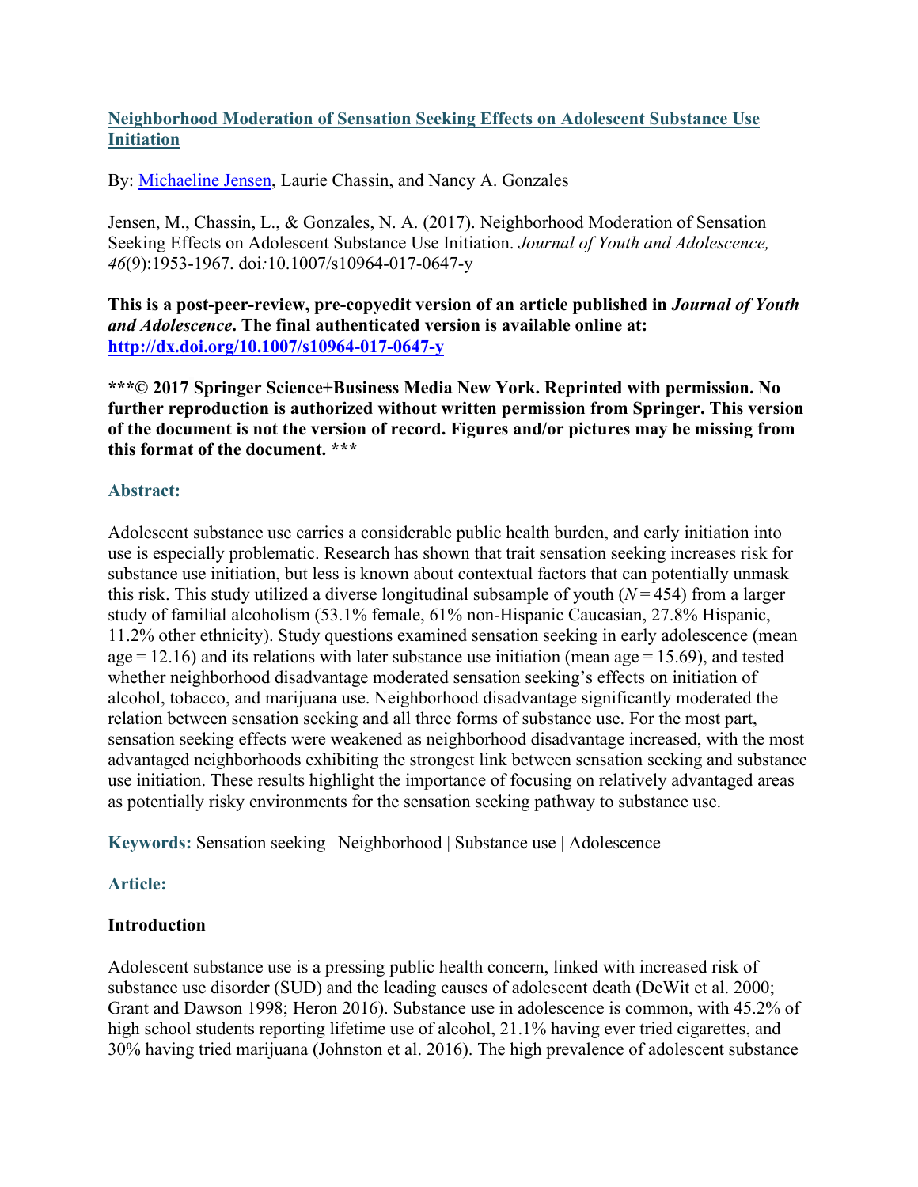# [Neighborhood Moderation of Sensation Seeking Effects on Adolescent Substance Use Initiation](http://dx.doi.org/10.1007/s10964-017-0647-y)

By: [Michaeline Jensen](#), Laurie Chassin, and Nancy A. Gonzales

Jensen, M., Chassin, L., & Gonzales, N. A. (2017). Neighborhood Moderation of Sensation Seeking Effects on Adolescent Substance Use Initiation. *Journal of Youth and Adolescence, 46*(9):1953-1967. doi:10.1007/s10964-017-0647-y

**This is a post-peer-review, pre-copyedit version of an article published in *Journal of Youth and Adolescence*. The final authenticated version is available online at: [http://dx.doi.org/10.1007/s10964-017-0647-y](http://dx.doi.org/10.1007/s10964-017-0647-y)**

**\*\*\*© 2017 Springer Science+Business Media New York. Reprinted with permission. No further reproduction is authorized without written permission from Springer. This version of the document is not the version of record. Figures and/or pictures may be missing from this format of the document. \*\*\***

## Abstract:

Adolescent substance use carries a considerable public health burden, and early initiation into use is especially problematic. Research has shown that trait sensation seeking increases risk for substance use initiation, but less is known about contextual factors that can potentially unmask this risk. This study utilized a diverse longitudinal subsample of youth ($N = 454$) from a larger study of familial alcoholism (53.1% female, 61% non-Hispanic Caucasian, 27.8% Hispanic, 11.2% other ethnicity). Study questions examined sensation seeking in early adolescence (mean age = 12.16) and its relations with later substance use initiation (mean age = 15.69), and tested whether neighborhood disadvantage moderated sensation seeking's effects on initiation of alcohol, tobacco, and marijuana use. Neighborhood disadvantage significantly moderated the relation between sensation seeking and all three forms of substance use. For the most part, sensation seeking effects were weakened as neighborhood disadvantage increased, with the most advantaged neighborhoods exhibiting the strongest link between sensation seeking and substance use initiation. These results highlight the importance of focusing on relatively advantaged areas as potentially risky environments for the sensation seeking pathway to substance use.

**Keywords:** Sensation seeking | Neighborhood | Substance use | Adolescence

## Article:

### Introduction

Adolescent substance use is a pressing public health concern, linked with increased risk of substance use disorder (SUD) and the leading causes of adolescent death (DeWit et al. 2000; Grant and Dawson 1998; Heron 2016). Substance use in adolescence is common, with 45.2% of high school students reporting lifetime use of alcohol, 21.1% having ever tried cigarettes, and 30% having tried marijuana (Johnston et al. 2016). The high prevalence of adolescent substance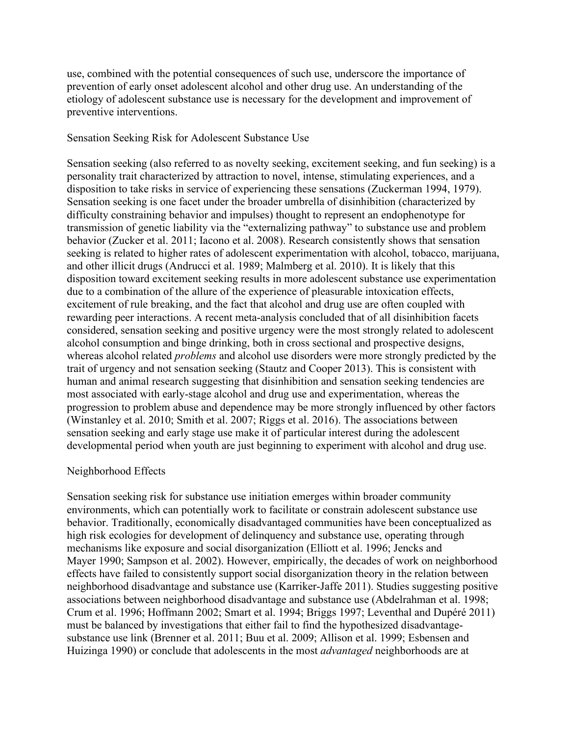use, combined with the potential consequences of such use, underscore the importance of prevention of early onset adolescent alcohol and other drug use. An understanding of the etiology of adolescent substance use is necessary for the development and improvement of preventive interventions.

## Sensation Seeking Risk for Adolescent Substance Use

Sensation seeking (also referred to as novelty seeking, excitement seeking, and fun seeking) is a personality trait characterized by attraction to novel, intense, stimulating experiences, and a disposition to take risks in service of experiencing these sensations (Zuckerman 1994, 1979). Sensation seeking is one facet under the broader umbrella of disinhibition (characterized by difficulty constraining behavior and impulses) thought to represent an endophenotype for transmission of genetic liability via the "externalizing pathway" to substance use and problem behavior (Zucker et al. 2011; Iacono et al. 2008). Research consistently shows that sensation seeking is related to higher rates of adolescent experimentation with alcohol, tobacco, marijuana, and other illicit drugs (Andrucci et al. 1989; Malmberg et al. 2010). It is likely that this disposition toward excitement seeking results in more adolescent substance use experimentation due to a combination of the allure of the experience of pleasurable intoxication effects, excitement of rule breaking, and the fact that alcohol and drug use are often coupled with rewarding peer interactions. A recent meta-analysis concluded that of all disinhibition facets considered, sensation seeking and positive urgency were the most strongly related to adolescent alcohol consumption and binge drinking, both in cross sectional and prospective designs, whereas alcohol related *problems* and alcohol use disorders were more strongly predicted by the trait of urgency and not sensation seeking (Stautz and Cooper 2013). This is consistent with human and animal research suggesting that disinhibition and sensation seeking tendencies are most associated with early-stage alcohol and drug use and experimentation, whereas the progression to problem abuse and dependence may be more strongly influenced by other factors (Winstanley et al. 2010; Smith et al. 2007; Riggs et al. 2016). The associations between sensation seeking and early stage use make it of particular interest during the adolescent developmental period when youth are just beginning to experiment with alcohol and drug use.

## Neighborhood Effects

Sensation seeking risk for substance use initiation emerges within broader community environments, which can potentially work to facilitate or constrain adolescent substance use behavior. Traditionally, economically disadvantaged communities have been conceptualized as high risk ecologies for development of delinquency and substance use, operating through mechanisms like exposure and social disorganization (Elliott et al. 1996; Jencks and Mayer 1990; Sampson et al. 2002). However, empirically, the decades of work on neighborhood effects have failed to consistently support social disorganization theory in the relation between neighborhood disadvantage and substance use (Karriker-Jaffe 2011). Studies suggesting positive associations between neighborhood disadvantage and substance use (Abdelrahman et al. 1998; Crum et al. 1996; Hoffmann 2002; Smart et al. 1994; Briggs 1997; Leventhal and Dupéré 2011) must be balanced by investigations that either fail to find the hypothesized disadvantage-substance use link (Brenner et al. 2011; Buu et al. 2009; Allison et al. 1999; Esbensen and Huizinga 1990) or conclude that adolescents in the most *advantaged* neighborhoods are at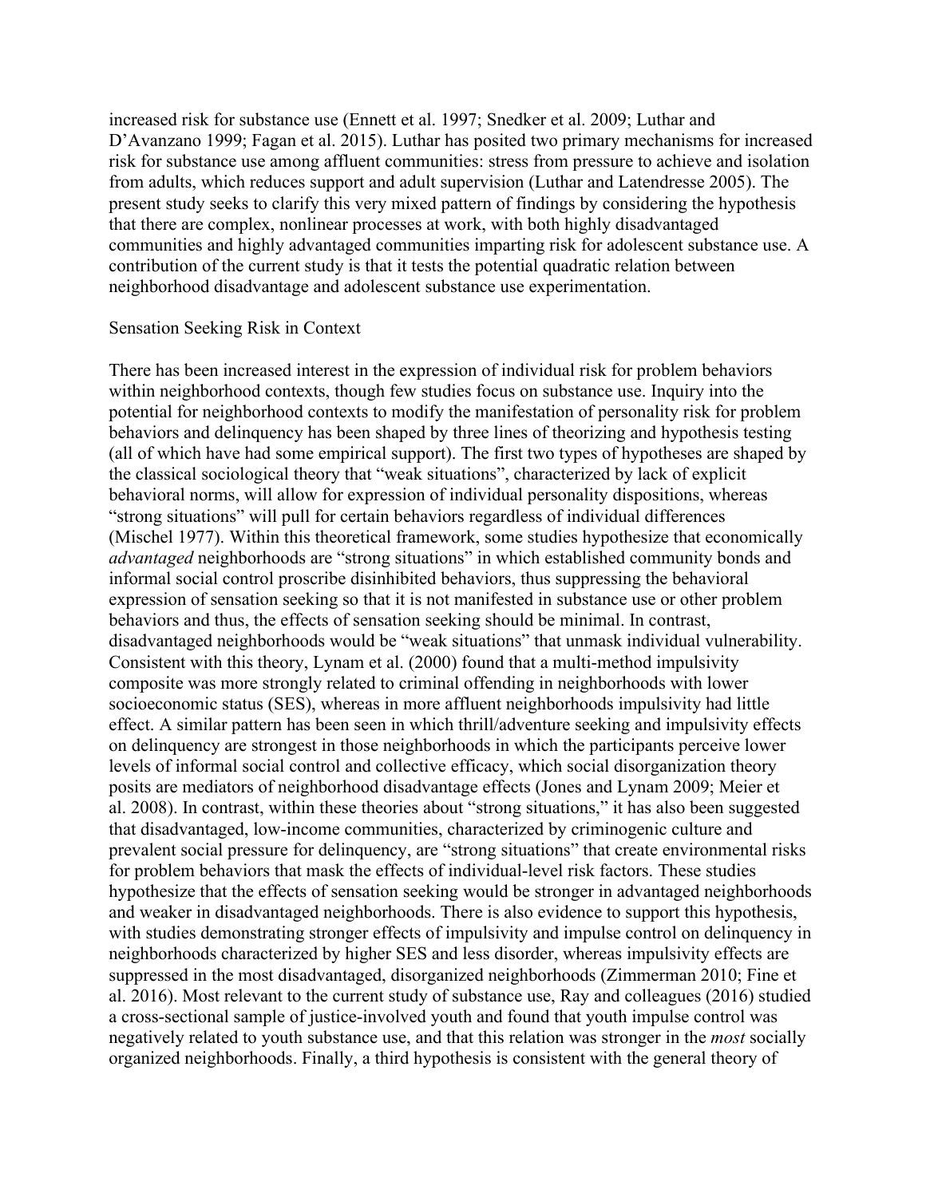increased risk for substance use (Ennett et al. 1997; Snedker et al. 2009; Luthar and D'Avanzano 1999; Fagan et al. 2015). Luthar has posited two primary mechanisms for increased risk for substance use among affluent communities: stress from pressure to achieve and isolation from adults, which reduces support and adult supervision (Luthar and Latendresse 2005). The present study seeks to clarify this very mixed pattern of findings by considering the hypothesis that there are complex, nonlinear processes at work, with both highly disadvantaged communities and highly advantaged communities imparting risk for adolescent substance use. A contribution of the current study is that it tests the potential quadratic relation between neighborhood disadvantage and adolescent substance use experimentation.

## Sensation Seeking Risk in Context

There has been increased interest in the expression of individual risk for problem behaviors within neighborhood contexts, though few studies focus on substance use. Inquiry into the potential for neighborhood contexts to modify the manifestation of personality risk for problem behaviors and delinquency has been shaped by three lines of theorizing and hypothesis testing (all of which have had some empirical support). The first two types of hypotheses are shaped by the classical sociological theory that "weak situations", characterized by lack of explicit behavioral norms, will allow for expression of individual personality dispositions, whereas "strong situations" will pull for certain behaviors regardless of individual differences (Mischel 1977). Within this theoretical framework, some studies hypothesize that economically *advantaged* neighborhoods are "strong situations" in which established community bonds and informal social control proscribe disinhibited behaviors, thus suppressing the behavioral expression of sensation seeking so that it is not manifested in substance use or other problem behaviors and thus, the effects of sensation seeking should be minimal. In contrast, disadvantaged neighborhoods would be "weak situations" that unmask individual vulnerability. Consistent with this theory, Lynam et al. (2000) found that a multi-method impulsivity composite was more strongly related to criminal offending in neighborhoods with lower socioeconomic status (SES), whereas in more affluent neighborhoods impulsivity had little effect. A similar pattern has been seen in which thrill/adventure seeking and impulsivity effects on delinquency are strongest in those neighborhoods in which the participants perceive lower levels of informal social control and collective efficacy, which social disorganization theory posits are mediators of neighborhood disadvantage effects (Jones and Lynam 2009; Meier et al. 2008). In contrast, within these theories about "strong situations," it has also been suggested that disadvantaged, low-income communities, characterized by criminogenic culture and prevalent social pressure for delinquency, are "strong situations" that create environmental risks for problem behaviors that mask the effects of individual-level risk factors. These studies hypothesize that the effects of sensation seeking would be stronger in advantaged neighborhoods and weaker in disadvantaged neighborhoods. There is also evidence to support this hypothesis, with studies demonstrating stronger effects of impulsivity and impulse control on delinquency in neighborhoods characterized by higher SES and less disorder, whereas impulsivity effects are suppressed in the most disadvantaged, disorganized neighborhoods (Zimmerman 2010; Fine et al. 2016). Most relevant to the current study of substance use, Ray and colleagues (2016) studied a cross-sectional sample of justice-involved youth and found that youth impulse control was negatively related to youth substance use, and that this relation was stronger in the *most* socially organized neighborhoods. Finally, a third hypothesis is consistent with the general theory of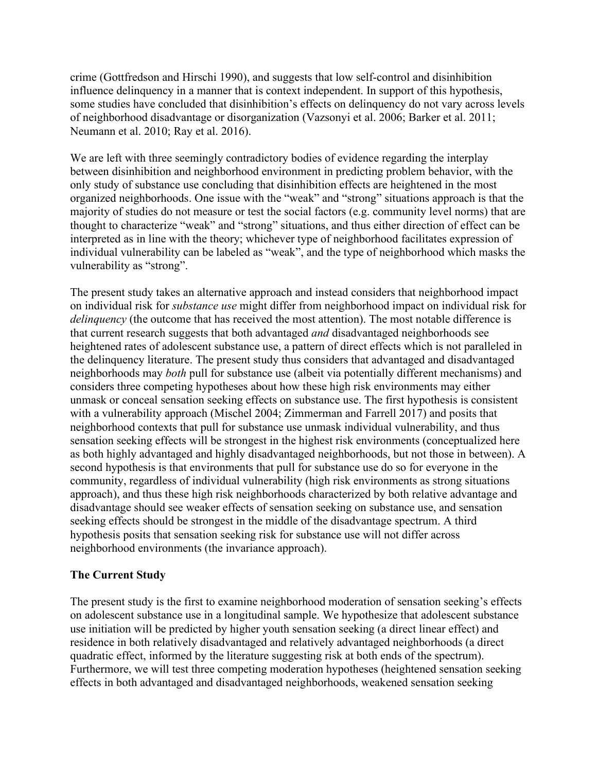crime (Gottfredson and Hirschi 1990), and suggests that low self-control and disinhibition influence delinquency in a manner that is context independent. In support of this hypothesis, some studies have concluded that disinhibition's effects on delinquency do not vary across levels of neighborhood disadvantage or disorganization (Vazsonyi et al. 2006; Barker et al. 2011; Neumann et al. 2010; Ray et al. 2016).

We are left with three seemingly contradictory bodies of evidence regarding the interplay between disinhibition and neighborhood environment in predicting problem behavior, with the only study of substance use concluding that disinhibition effects are heightened in the most organized neighborhoods. One issue with the "weak" and "strong" situations approach is that the majority of studies do not measure or test the social factors (e.g. community level norms) that are thought to characterize "weak" and "strong" situations, and thus either direction of effect can be interpreted as in line with the theory; whichever type of neighborhood facilitates expression of individual vulnerability can be labeled as "weak", and the type of neighborhood which masks the vulnerability as "strong".

The present study takes an alternative approach and instead considers that neighborhood impact on individual risk for *substance use* might differ from neighborhood impact on individual risk for *delinquency* (the outcome that has received the most attention). The most notable difference is that current research suggests that both advantaged *and* disadvantaged neighborhoods see heightened rates of adolescent substance use, a pattern of direct effects which is not paralleled in the delinquency literature. The present study thus considers that advantaged and disadvantaged neighborhoods may *both* pull for substance use (albeit via potentially different mechanisms) and considers three competing hypotheses about how these high risk environments may either unmask or conceal sensation seeking effects on substance use. The first hypothesis is consistent with a vulnerability approach (Mischel 2004; Zimmerman and Farrell 2017) and posits that neighborhood contexts that pull for substance use unmask individual vulnerability, and thus sensation seeking effects will be strongest in the highest risk environments (conceptualized here as both highly advantaged and highly disadvantaged neighborhoods, but not those in between). A second hypothesis is that environments that pull for substance use do so for everyone in the community, regardless of individual vulnerability (high risk environments as strong situations approach), and thus these high risk neighborhoods characterized by both relative advantage and disadvantage should see weaker effects of sensation seeking on substance use, and sensation seeking effects should be strongest in the middle of the disadvantage spectrum. A third hypothesis posits that sensation seeking risk for substance use will not differ across neighborhood environments (the invariance approach).

## The Current Study

The present study is the first to examine neighborhood moderation of sensation seeking's effects on adolescent substance use in a longitudinal sample. We hypothesize that adolescent substance use initiation will be predicted by higher youth sensation seeking (a direct linear effect) and residence in both relatively disadvantaged and relatively advantaged neighborhoods (a direct quadratic effect, informed by the literature suggesting risk at both ends of the spectrum). Furthermore, we will test three competing moderation hypotheses (heightened sensation seeking effects in both advantaged and disadvantaged neighborhoods, weakened sensation seeking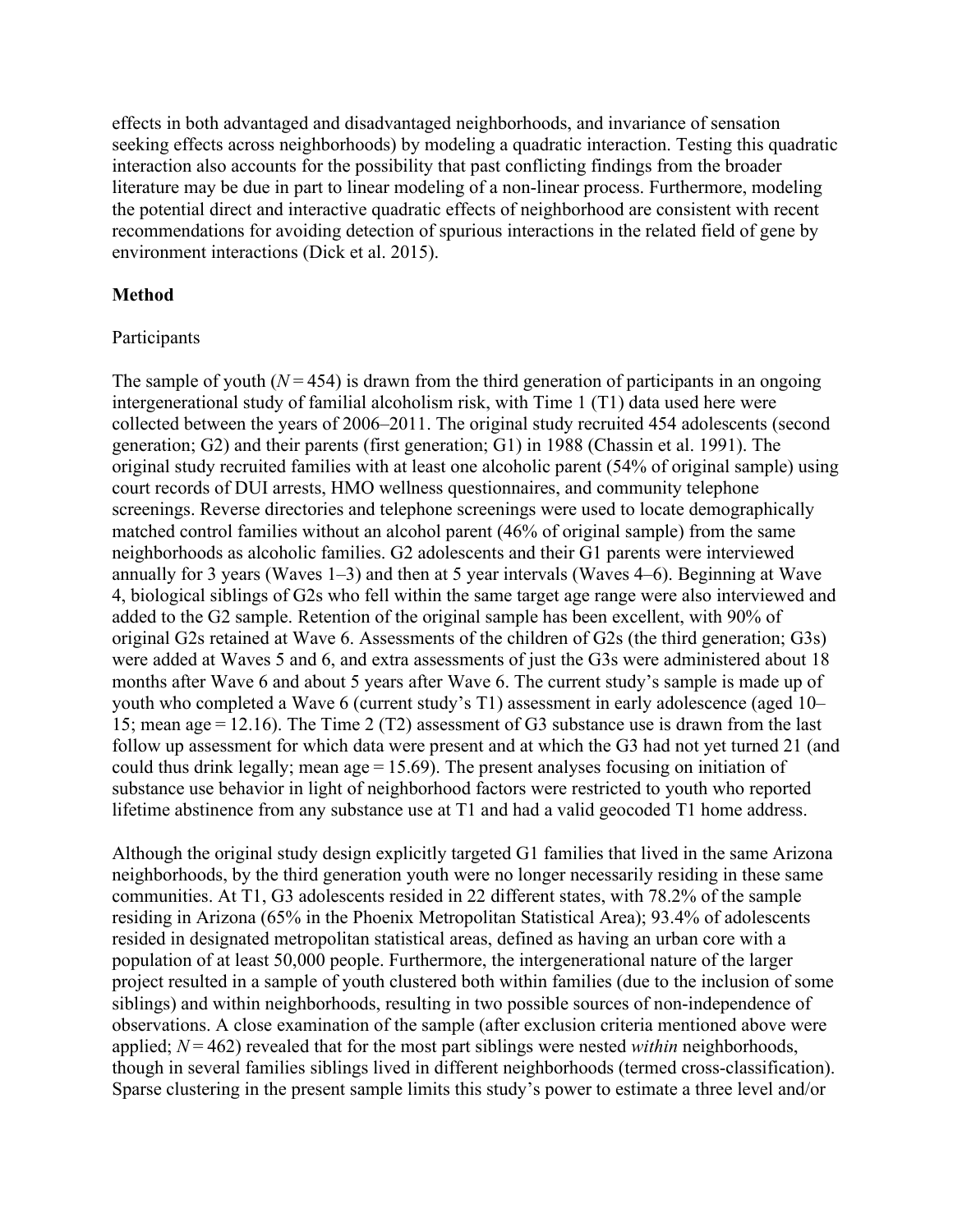effects in both advantaged and disadvantaged neighborhoods, and invariance of sensation seeking effects across neighborhoods) by modeling a quadratic interaction. Testing this quadratic interaction also accounts for the possibility that past conflicting findings from the broader literature may be due in part to linear modeling of a non-linear process. Furthermore, modeling the potential direct and interactive quadratic effects of neighborhood are consistent with recent recommendations for avoiding detection of spurious interactions in the related field of gene by environment interactions (Dick et al. 2015).

## Method

### Participants

The sample of youth ($N = 454$) is drawn from the third generation of participants in an ongoing intergenerational study of familial alcoholism risk, with Time 1 (T1) data used here were collected between the years of 2006–2011. The original study recruited 454 adolescents (second generation; G2) and their parents (first generation; G1) in 1988 (Chassin et al. 1991). The original study recruited families with at least one alcoholic parent (54% of original sample) using court records of DUI arrests, HMO wellness questionnaires, and community telephone screenings. Reverse directories and telephone screenings were used to locate demographically matched control families without an alcohol parent (46% of original sample) from the same neighborhoods as alcoholic families. G2 adolescents and their G1 parents were interviewed annually for 3 years (Waves 1–3) and then at 5 year intervals (Waves 4–6). Beginning at Wave 4, biological siblings of G2s who fell within the same target age range were also interviewed and added to the G2 sample. Retention of the original sample has been excellent, with 90% of original G2s retained at Wave 6. Assessments of the children of G2s (the third generation; G3s) were added at Waves 5 and 6, and extra assessments of just the G3s were administered about 18 months after Wave 6 and about 5 years after Wave 6. The current study's sample is made up of youth who completed a Wave 6 (current study's T1) assessment in early adolescence (aged 10–15; mean age = 12.16). The Time 2 (T2) assessment of G3 substance use is drawn from the last follow up assessment for which data were present and at which the G3 had not yet turned 21 (and could thus drink legally; mean age = 15.69). The present analyses focusing on initiation of substance use behavior in light of neighborhood factors were restricted to youth who reported lifetime abstinence from any substance use at T1 and had a valid geocoded T1 home address.

Although the original study design explicitly targeted G1 families that lived in the same Arizona neighborhoods, by the third generation youth were no longer necessarily residing in these same communities. At T1, G3 adolescents resided in 22 different states, with 78.2% of the sample residing in Arizona (65% in the Phoenix Metropolitan Statistical Area); 93.4% of adolescents resided in designated metropolitan statistical areas, defined as having an urban core with a population of at least 50,000 people. Furthermore, the intergenerational nature of the larger project resulted in a sample of youth clustered both within families (due to the inclusion of some siblings) and within neighborhoods, resulting in two possible sources of non-independence of observations. A close examination of the sample (after exclusion criteria mentioned above were applied; $N = 462$) revealed that for the most part siblings were nested *within* neighborhoods, though in several families siblings lived in different neighborhoods (termed cross-classification). Sparse clustering in the present sample limits this study's power to estimate a three level and/or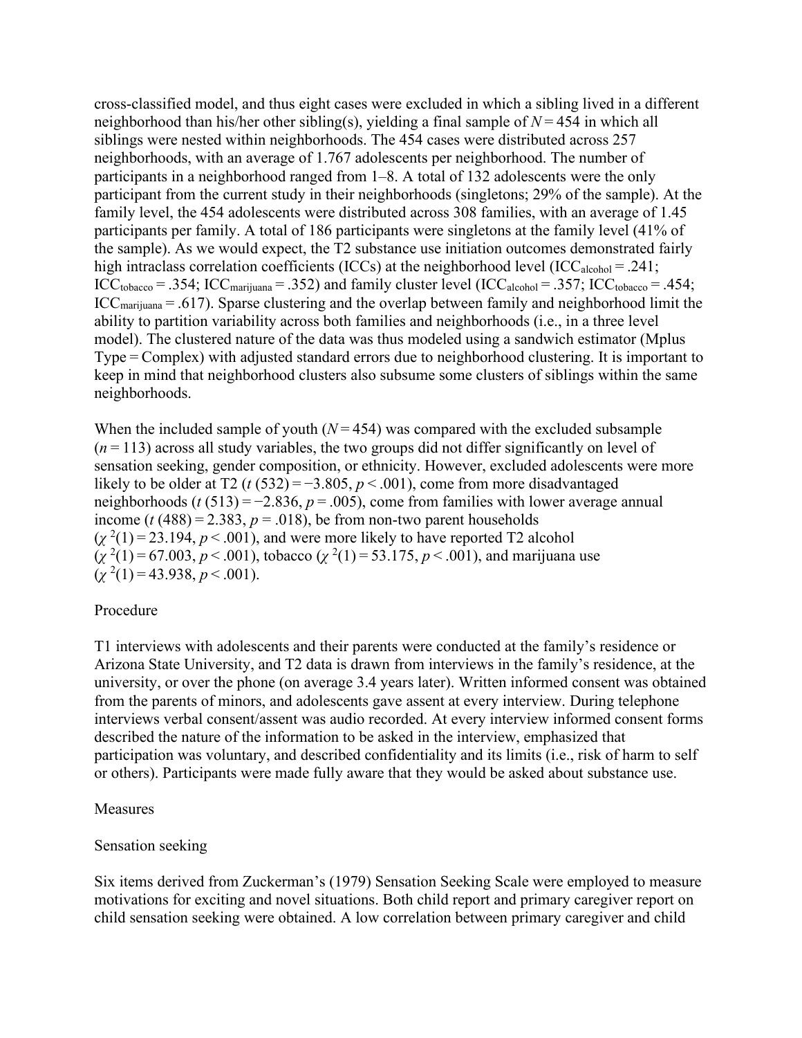cross-classified model, and thus eight cases were excluded in which a sibling lived in a different neighborhood than his/her other sibling(s), yielding a final sample of $N = 454$ in which all siblings were nested within neighborhoods. The 454 cases were distributed across 257 neighborhoods, with an average of 1.767 adolescents per neighborhood. The number of participants in a neighborhood ranged from 1–8. A total of 132 adolescents were the only participant from the current study in their neighborhoods (singletons; 29% of the sample). At the family level, the 454 adolescents were distributed across 308 families, with an average of 1.45 participants per family. A total of 186 participants were singletons at the family level (41% of the sample). As we would expect, the T2 substance use initiation outcomes demonstrated fairly high intraclass correlation coefficients (ICCs) at the neighborhood level ($ICC_{alcohol} = .241$; $ICC_{tobacco} = .354$; $ICC_{marijuana} = .352$) and family cluster level ($ICC_{alcohol} = .357$; $ICC_{tobacco} = .454$; $ICC_{marijuana} = .617$). Sparse clustering and the overlap between family and neighborhood limit the ability to partition variability across both families and neighborhoods (i.e., in a three level model). The clustered nature of the data was thus modeled using a sandwich estimator (Mplus Type = Complex) with adjusted standard errors due to neighborhood clustering. It is important to keep in mind that neighborhood clusters also subsume some clusters of siblings within the same neighborhoods.

When the included sample of youth ($N = 454$) was compared with the excluded subsample ($n = 113$) across all study variables, the two groups did not differ significantly on level of sensation seeking, gender composition, or ethnicity. However, excluded adolescents were more likely to be older at T2 ($t\ (532) = -3.805$, $p < .001$), come from more disadvantaged neighborhoods ($t\ (513) = -2.836$, $p = .005$), come from families with lower average annual income ($t\ (488) = 2.383$, $p = .018$), be from non-two parent households ($\chi^2(1) = 23.194$, $p < .001$), and were more likely to have reported T2 alcohol ($\chi^2(1) = 67.003$, $p < .001$), tobacco ($\chi^2(1) = 53.175$, $p < .001$), and marijuana use ($\chi^2(1) = 43.938$, $p < .001$).

## Procedure

T1 interviews with adolescents and their parents were conducted at the family's residence or Arizona State University, and T2 data is drawn from interviews in the family's residence, at the university, or over the phone (on average 3.4 years later). Written informed consent was obtained from the parents of minors, and adolescents gave assent at every interview. During telephone interviews verbal consent/assent was audio recorded. At every interview informed consent forms described the nature of the information to be asked in the interview, emphasized that participation was voluntary, and described confidentiality and its limits (i.e., risk of harm to self or others). Participants were made fully aware that they would be asked about substance use.

## Measures

### Sensation seeking

Six items derived from Zuckerman's (1979) Sensation Seeking Scale were employed to measure motivations for exciting and novel situations. Both child report and primary caregiver report on child sensation seeking were obtained. A low correlation between primary caregiver and child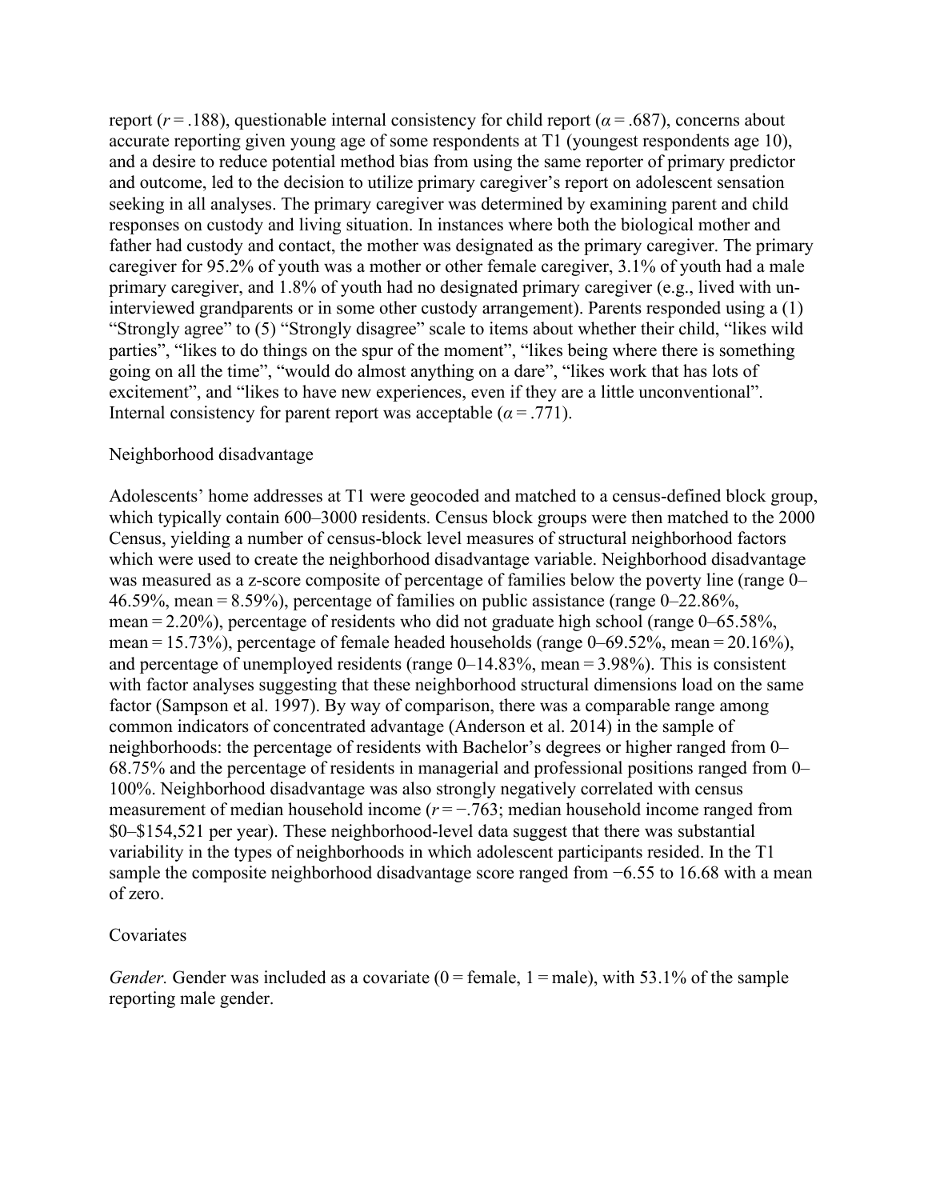report ($r = .188$), questionable internal consistency for child report ($\alpha = .687$), concerns about accurate reporting given young age of some respondents at T1 (youngest respondents age 10), and a desire to reduce potential method bias from using the same reporter of primary predictor and outcome, led to the decision to utilize primary caregiver's report on adolescent sensation seeking in all analyses. The primary caregiver was determined by examining parent and child responses on custody and living situation. In instances where both the biological mother and father had custody and contact, the mother was designated as the primary caregiver. The primary caregiver for 95.2% of youth was a mother or other female caregiver, 3.1% of youth had a male primary caregiver, and 1.8% of youth had no designated primary caregiver (e.g., lived with un-interviewed grandparents or in some other custody arrangement). Parents responded using a (1) "Strongly agree" to (5) "Strongly disagree" scale to items about whether their child, "likes wild parties", "likes to do things on the spur of the moment", "likes being where there is something going on all the time", "would do almost anything on a dare", "likes work that has lots of excitement", and "likes to have new experiences, even if they are a little unconventional". Internal consistency for parent report was acceptable ($\alpha = .771$).

### Neighborhood disadvantage

Adolescents' home addresses at T1 were geocoded and matched to a census-defined block group, which typically contain 600–3000 residents. Census block groups were then matched to the 2000 Census, yielding a number of census-block level measures of structural neighborhood factors which were used to create the neighborhood disadvantage variable. Neighborhood disadvantage was measured as a z-score composite of percentage of families below the poverty line (range 0–46.59%, mean = 8.59%), percentage of families on public assistance (range 0–22.86%, mean = 2.20%), percentage of residents who did not graduate high school (range 0–65.58%, mean = 15.73%), percentage of female headed households (range 0–69.52%, mean = 20.16%), and percentage of unemployed residents (range 0–14.83%, mean = 3.98%). This is consistent with factor analyses suggesting that these neighborhood structural dimensions load on the same factor (Sampson et al. 1997). By way of comparison, there was a comparable range among common indicators of concentrated advantage (Anderson et al. 2014) in the sample of neighborhoods: the percentage of residents with Bachelor's degrees or higher ranged from 0–68.75% and the percentage of residents in managerial and professional positions ranged from 0–100%. Neighborhood disadvantage was also strongly negatively correlated with census measurement of median household income ($r = -.763$; median household income ranged from \$0–\$154,521 per year). These neighborhood-level data suggest that there was substantial variability in the types of neighborhoods in which adolescent participants resided. In the T1 sample the composite neighborhood disadvantage score ranged from −6.55 to 16.68 with a mean of zero.

### Covariates

*Gender.* Gender was included as a covariate (0 = female, 1 = male), with 53.1% of the sample reporting male gender.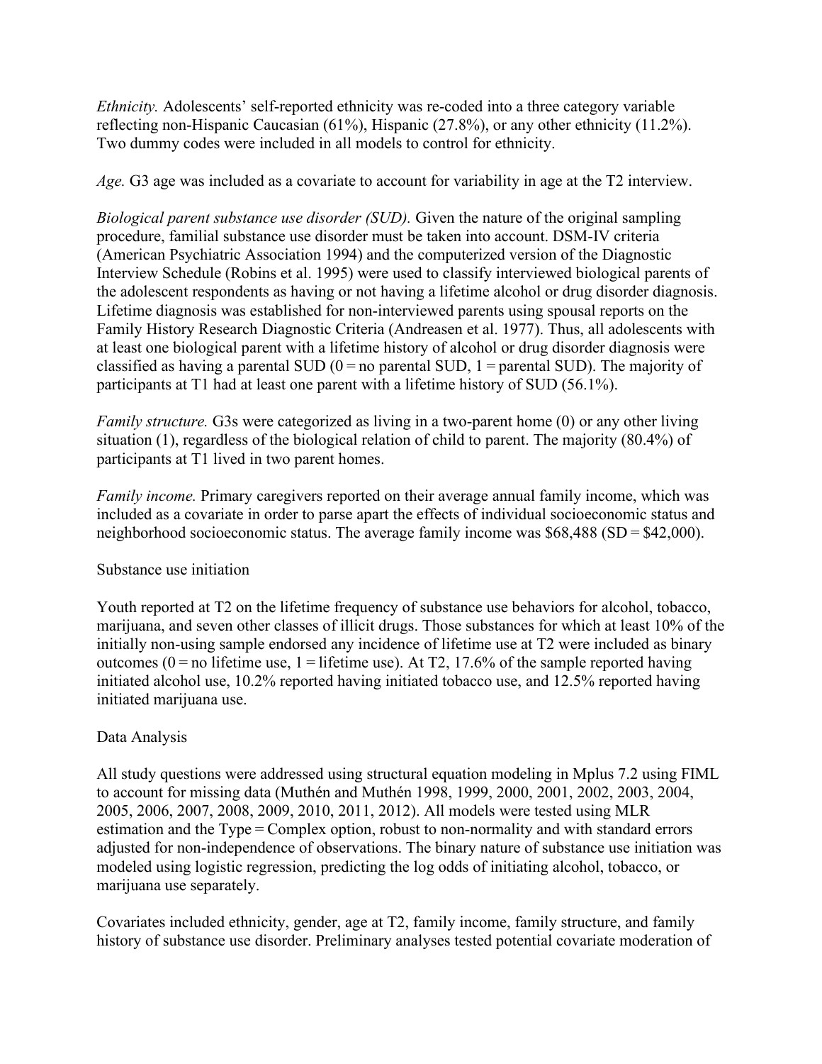*Ethnicity.* Adolescents' self-reported ethnicity was re-coded into a three category variable reflecting non-Hispanic Caucasian (61%), Hispanic (27.8%), or any other ethnicity (11.2%). Two dummy codes were included in all models to control for ethnicity.

*Age.* G3 age was included as a covariate to account for variability in age at the T2 interview.

*Biological parent substance use disorder (SUD).* Given the nature of the original sampling procedure, familial substance use disorder must be taken into account. DSM-IV criteria (American Psychiatric Association 1994) and the computerized version of the Diagnostic Interview Schedule (Robins et al. 1995) were used to classify interviewed biological parents of the adolescent respondents as having or not having a lifetime alcohol or drug disorder diagnosis. Lifetime diagnosis was established for non-interviewed parents using spousal reports on the Family History Research Diagnostic Criteria (Andreasen et al. 1977). Thus, all adolescents with at least one biological parent with a lifetime history of alcohol or drug disorder diagnosis were classified as having a parental SUD (0 = no parental SUD, 1 = parental SUD). The majority of participants at T1 had at least one parent with a lifetime history of SUD (56.1%).

*Family structure.* G3s were categorized as living in a two-parent home (0) or any other living situation (1), regardless of the biological relation of child to parent. The majority (80.4%) of participants at T1 lived in two parent homes.

*Family income.* Primary caregivers reported on their average annual family income, which was included as a covariate in order to parse apart the effects of individual socioeconomic status and neighborhood socioeconomic status. The average family income was $68,488 (SD = $42,000).

Substance use initiation

Youth reported at T2 on the lifetime frequency of substance use behaviors for alcohol, tobacco, marijuana, and seven other classes of illicit drugs. Those substances for which at least 10% of the initially non-using sample endorsed any incidence of lifetime use at T2 were included as binary outcomes (0 = no lifetime use, 1 = lifetime use). At T2, 17.6% of the sample reported having initiated alcohol use, 10.2% reported having initiated tobacco use, and 12.5% reported having initiated marijuana use.

Data Analysis

All study questions were addressed using structural equation modeling in Mplus 7.2 using FIML to account for missing data (Muthén and Muthén 1998, 1999, 2000, 2001, 2002, 2003, 2004, 2005, 2006, 2007, 2008, 2009, 2010, 2011, 2012). All models were tested using MLR estimation and the Type = Complex option, robust to non-normality and with standard errors adjusted for non-independence of observations. The binary nature of substance use initiation was modeled using logistic regression, predicting the log odds of initiating alcohol, tobacco, or marijuana use separately.

Covariates included ethnicity, gender, age at T2, family income, family structure, and family history of substance use disorder. Preliminary analyses tested potential covariate moderation of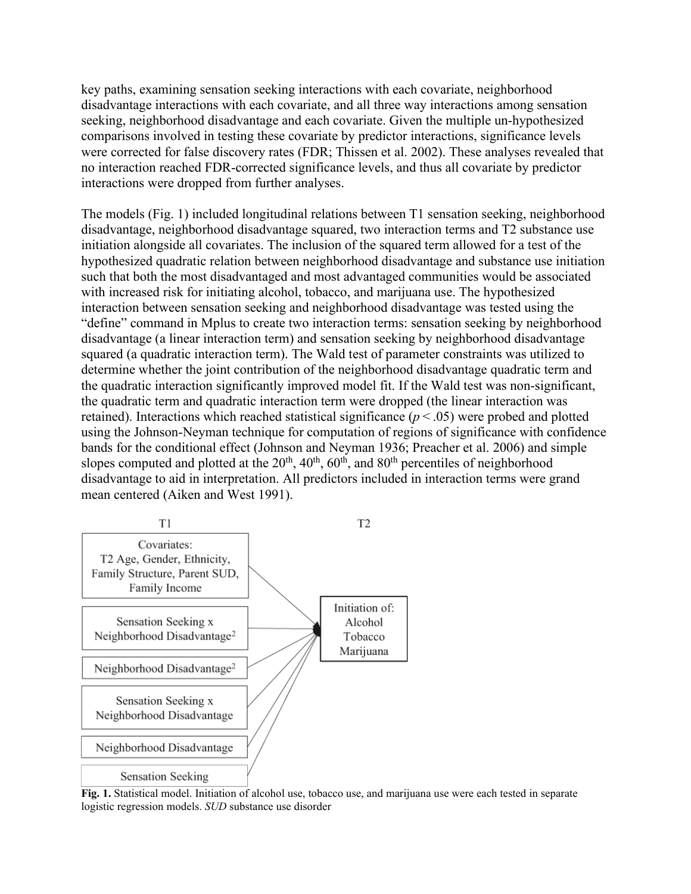key paths, examining sensation seeking interactions with each covariate, neighborhood disadvantage interactions with each covariate, and all three way interactions among sensation seeking, neighborhood disadvantage and each covariate. Given the multiple un-hypothesized comparisons involved in testing these covariate by predictor interactions, significance levels were corrected for false discovery rates (FDR; Thissen et al. 2002). These analyses revealed that no interaction reached FDR-corrected significance levels, and thus all covariate by predictor interactions were dropped from further analyses.

The models (Fig. 1) included longitudinal relations between T1 sensation seeking, neighborhood disadvantage, neighborhood disadvantage squared, two interaction terms and T2 substance use initiation alongside all covariates. The inclusion of the squared term allowed for a test of the hypothesized quadratic relation between neighborhood disadvantage and substance use initiation such that both the most disadvantaged and most advantaged communities would be associated with increased risk for initiating alcohol, tobacco, and marijuana use. The hypothesized interaction between sensation seeking and neighborhood disadvantage was tested using the "define" command in Mplus to create two interaction terms: sensation seeking by neighborhood disadvantage (a linear interaction term) and sensation seeking by neighborhood disadvantage squared (a quadratic interaction term). The Wald test of parameter constraints was utilized to determine whether the joint contribution of the neighborhood disadvantage quadratic term and the quadratic interaction significantly improved model fit. If the Wald test was non-significant, the quadratic term and quadratic interaction term were dropped (the linear interaction was retained). Interactions which reached statistical significance ($p < .05$) were probed and plotted using the Johnson-Neyman technique for computation of regions of significance with confidence bands for the conditional effect (Johnson and Neyman 1936; Preacher et al. 2006) and simple slopes computed and plotted at the 20th, 40th, 60th, and 80th percentiles of neighborhood disadvantage to aid in interpretation. All predictors included in interaction terms were grand mean centered (Aiken and West 1991).

**Fig. 1.** Statistical model. Initiation of alcohol use, tobacco use, and marijuana use were each tested in separate logistic regression models. *SUD* substance use disorder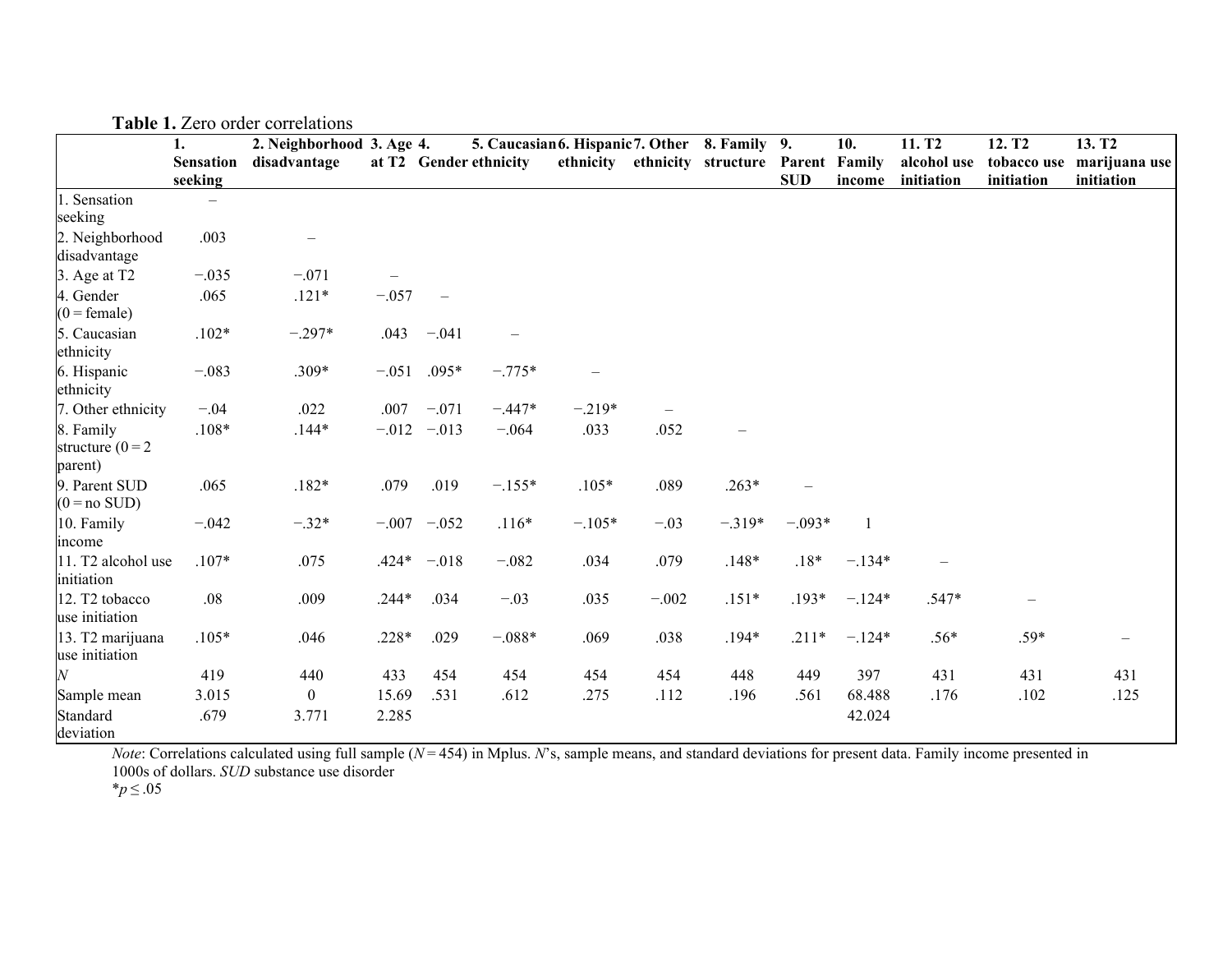**Table 1.** Zero order correlations

| | 1. Sensation seeking | 2. Neighborhood disadvantage | 3. Age at T2 | 4. Gender | 5. Caucasian ethnicity | 6. Hispanic ethnicity | 7. Other ethnicity | 8. Family structure | 9. Parent SUD | 10. Family income | 11. T2 alcohol use initiation | 12. T2 tobacco use initiation | 13. T2 marijuana use initiation |
|---|---|---|---|---|---|---|---|---|---|---|---|---|---|
| 1. Sensation seeking | – | | | | | | | | | | | | |
| 2. Neighborhood disadvantage | .003 | – | | | | | | | | | | | |
| 3. Age at T2 | −.035 | −.071 | – | | | | | | | | | | |
| 4. Gender (0 = female) | .065 | .121* | −.057 | – | | | | | | | | | |
| 5. Caucasian ethnicity | .102* | −.297* | .043 | −.041 | – | | | | | | | | |
| 6. Hispanic ethnicity | −.083 | .309* | −.051 | .095* | −.775* | – | | | | | | | |
| 7. Other ethnicity | −.04 | .022 | .007 | −.071 | −.447* | −.219* | – | | | | | | |
| 8. Family structure (0 = 2 parent) | .108* | .144* | −.012 | −.013 | −.064 | .033 | .052 | – | | | | | |
| 9. Parent SUD (0 = no SUD) | .065 | .182* | .079 | .019 | −.155* | .105* | .089 | .263* | – | | | | |
| 10. Family income | −.042 | −.32* | −.007 | −.052 | .116* | −.105* | −.03 | −.319* | −.093* | 1 | | | |
| 11. T2 alcohol use initiation | .107* | .075 | .424* | −.018 | −.082 | .034 | .079 | .148* | .18* | −.134* | – | | |
| 12. T2 tobacco use initiation | .08 | .009 | .244* | .034 | −.03 | .035 | −.002 | .151* | .193* | −.124* | .547* | – | |
| 13. T2 marijuana use initiation | .105* | .046 | .228* | .029 | −.088* | .069 | .038 | .194* | .211* | −.124* | .56* | .59* | – |
| *N* | 419 | 440 | 433 | 454 | 454 | 454 | 454 | 448 | 449 | 397 | 431 | 431 | 431 |
| Sample mean | 3.015 | 0 | 15.69 | .531 | .612 | .275 | .112 | .196 | .561 | 68.488 | .176 | .102 | .125 |
| Standard deviation | .679 | 3.771 | 2.285 | | | | | | | 42.024 | | | |

*Note*: Correlations calculated using full sample ($N = 454$) in Mplus. *N*'s, sample means, and standard deviations for present data. Family income presented in 1000s of dollars. *SUD* substance use disorder

*$p \leq .05$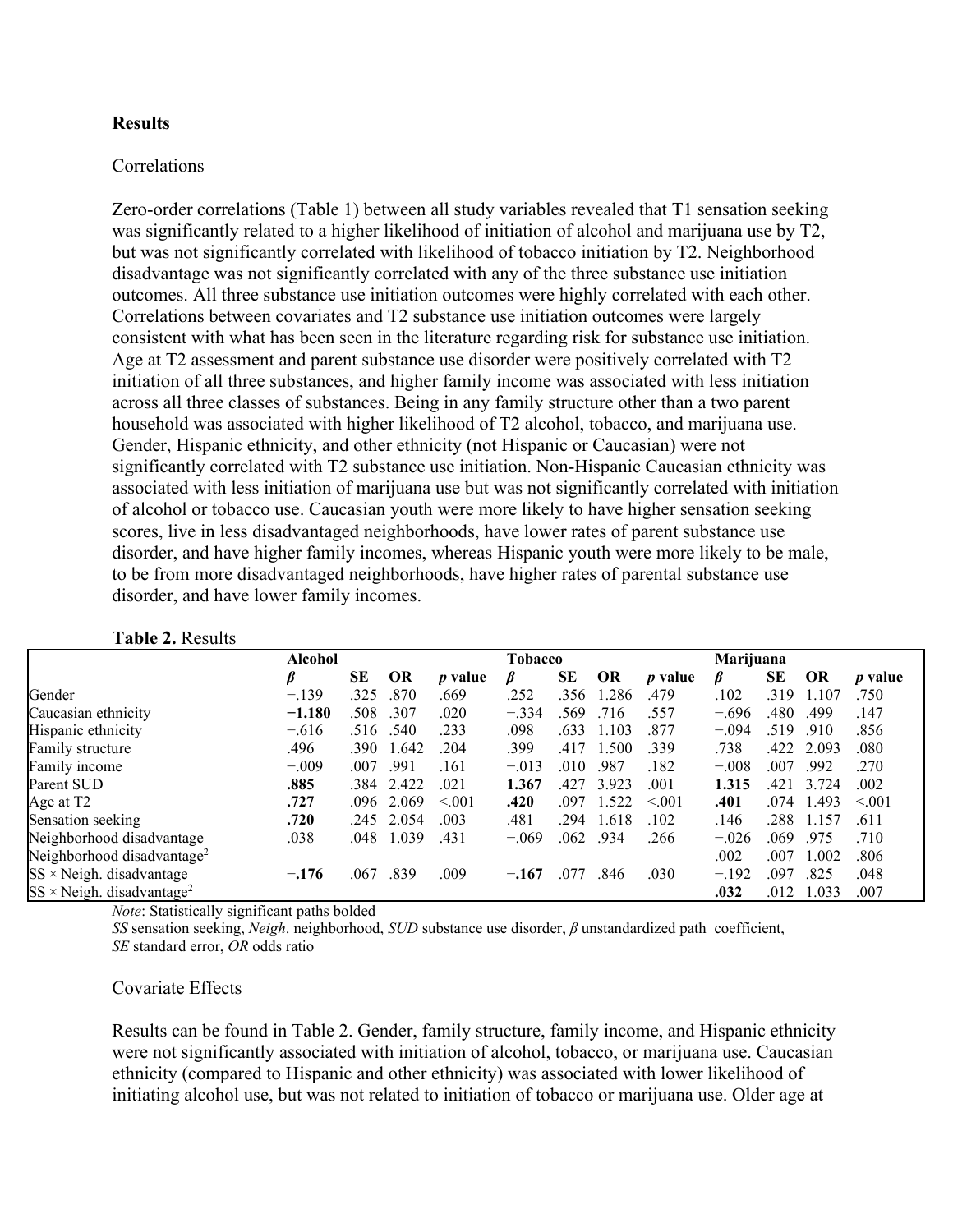**Results**

Correlations

Zero-order correlations (Table 1) between all study variables revealed that T1 sensation seeking was significantly related to a higher likelihood of initiation of alcohol and marijuana use by T2, but was not significantly correlated with likelihood of tobacco initiation by T2. Neighborhood disadvantage was not significantly correlated with any of the three substance use initiation outcomes. All three substance use initiation outcomes were highly correlated with each other. Correlations between covariates and T2 substance use initiation outcomes were largely consistent with what has been seen in the literature regarding risk for substance use initiation. Age at T2 assessment and parent substance use disorder were positively correlated with T2 initiation of all three substances, and higher family income was associated with less initiation across all three classes of substances. Being in any family structure other than a two parent household was associated with higher likelihood of T2 alcohol, tobacco, and marijuana use. Gender, Hispanic ethnicity, and other ethnicity (not Hispanic or Caucasian) were not significantly correlated with T2 substance use initiation. Non-Hispanic Caucasian ethnicity was associated with less initiation of marijuana use but was not significantly correlated with initiation of alcohol or tobacco use. Caucasian youth were more likely to have higher sensation seeking scores, live in less disadvantaged neighborhoods, have lower rates of parent substance use disorder, and have higher family incomes, whereas Hispanic youth were more likely to be male, to be from more disadvantaged neighborhoods, have higher rates of parental substance use disorder, and have lower family incomes.

**Table 2.** Results

| | Alcohol | | | | Tobacco | | | | Marijuana | | | |
|---|---|---|---|---|---|---|---|---|---|---|---|---|
| | *β* | SE | OR | *p* value | *β* | SE | OR | *p* value | *β* | SE | OR | *p* value |
| Gender | −.139 | .325 | .870 | .669 | .252 | .356 | 1.286 | .479 | .102 | .319 | 1.107 | .750 |
| Caucasian ethnicity | **−1.180** | .508 | .307 | .020 | −.334 | .569 | .716 | .557 | −.696 | .480 | .499 | .147 |
| Hispanic ethnicity | −.616 | .516 | .540 | .233 | .098 | .633 | 1.103 | .877 | −.094 | .519 | .910 | .856 |
| Family structure | .496 | .390 | 1.642 | .204 | .399 | .417 | 1.500 | .339 | .738 | .422 | 2.093 | .080 |
| Family income | −.009 | .007 | .991 | .161 | −.013 | .010 | .987 | .182 | −.008 | .007 | .992 | .270 |
| Parent SUD | **.885** | .384 | 2.422 | .021 | **1.367** | .427 | 3.923 | .001 | **1.315** | .421 | 3.724 | .002 |
| Age at T2 | **.727** | .096 | 2.069 | <.001 | **.420** | .097 | 1.522 | <.001 | **.401** | .074 | 1.493 | <.001 |
| Sensation seeking | **.720** | .245 | 2.054 | .003 | .481 | .294 | 1.618 | .102 | .146 | .288 | 1.157 | .611 |
| Neighborhood disadvantage | .038 | .048 | 1.039 | .431 | −.069 | .062 | .934 | .266 | −.026 | .069 | .975 | .710 |
| Neighborhood disadvantage$^2$ | | | | | | | | | .002 | .007 | 1.002 | .806 |
| SS × Neigh. disadvantage | **−.176** | .067 | .839 | .009 | **−.167** | .077 | .846 | .030 | −.192 | .097 | .825 | .048 |
| SS × Neigh. disadvantage$^2$ | | | | | | | | | **.032** | .012 | 1.033 | .007 |

*Note*: Statistically significant paths bolded

*SS* sensation seeking, *Neigh*. neighborhood, *SUD* substance use disorder, *β* unstandardized path coefficient, *SE* standard error, *OR* odds ratio

Covariate Effects

Results can be found in Table 2. Gender, family structure, family income, and Hispanic ethnicity were not significantly associated with initiation of alcohol, tobacco, or marijuana use. Caucasian ethnicity (compared to Hispanic and other ethnicity) was associated with lower likelihood of initiating alcohol use, but was not related to initiation of tobacco or marijuana use. Older age at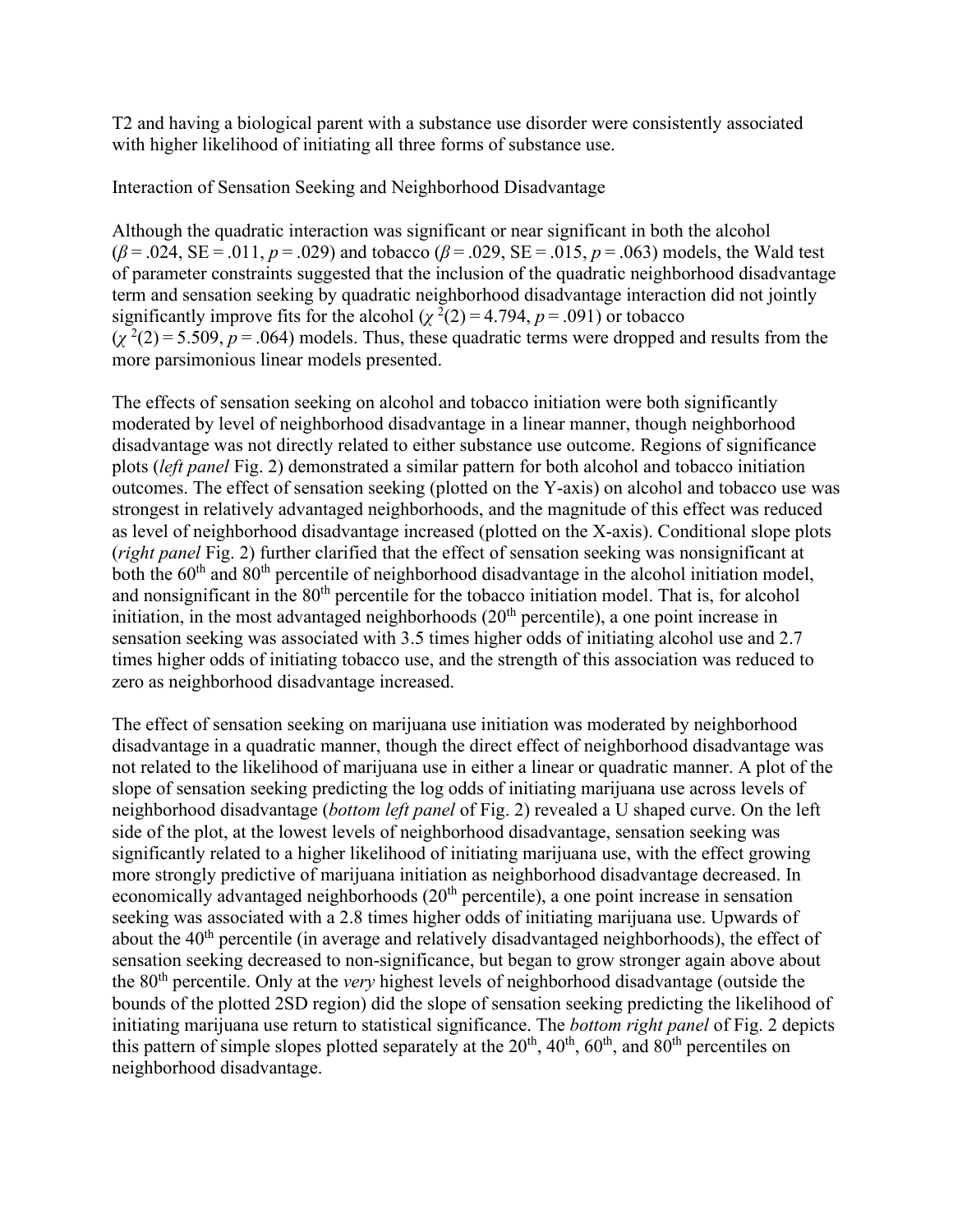T2 and having a biological parent with a substance use disorder were consistently associated with higher likelihood of initiating all three forms of substance use.

## Interaction of Sensation Seeking and Neighborhood Disadvantage

Although the quadratic interaction was significant or near significant in both the alcohol ($\beta = .024$, SE = .011, $p = .029$) and tobacco ($\beta = .029$, SE = .015, $p = .063$) models, the Wald test of parameter constraints suggested that the inclusion of the quadratic neighborhood disadvantage term and sensation seeking by quadratic neighborhood disadvantage interaction did not jointly significantly improve fits for the alcohol ($\chi^2(2) = 4.794$, $p = .091$) or tobacco ($\chi^2(2) = 5.509$, $p = .064$) models. Thus, these quadratic terms were dropped and results from the more parsimonious linear models presented.

The effects of sensation seeking on alcohol and tobacco initiation were both significantly moderated by level of neighborhood disadvantage in a linear manner, though neighborhood disadvantage was not directly related to either substance use outcome. Regions of significance plots (*left panel* Fig. 2) demonstrated a similar pattern for both alcohol and tobacco initiation outcomes. The effect of sensation seeking (plotted on the Y-axis) on alcohol and tobacco use was strongest in relatively advantaged neighborhoods, and the magnitude of this effect was reduced as level of neighborhood disadvantage increased (plotted on the X-axis). Conditional slope plots (*right panel* Fig. 2) further clarified that the effect of sensation seeking was nonsignificant at both the 60th and 80th percentile of neighborhood disadvantage in the alcohol initiation model, and nonsignificant in the 80th percentile for the tobacco initiation model. That is, for alcohol initiation, in the most advantaged neighborhoods (20th percentile), a one point increase in sensation seeking was associated with 3.5 times higher odds of initiating alcohol use and 2.7 times higher odds of initiating tobacco use, and the strength of this association was reduced to zero as neighborhood disadvantage increased.

The effect of sensation seeking on marijuana use initiation was moderated by neighborhood disadvantage in a quadratic manner, though the direct effect of neighborhood disadvantage was not related to the likelihood of marijuana use in either a linear or quadratic manner. A plot of the slope of sensation seeking predicting the log odds of initiating marijuana use across levels of neighborhood disadvantage (*bottom left panel* of Fig. 2) revealed a U shaped curve. On the left side of the plot, at the lowest levels of neighborhood disadvantage, sensation seeking was significantly related to a higher likelihood of initiating marijuana use, with the effect growing more strongly predictive of marijuana initiation as neighborhood disadvantage decreased. In economically advantaged neighborhoods (20th percentile), a one point increase in sensation seeking was associated with a 2.8 times higher odds of initiating marijuana use. Upwards of about the 40th percentile (in average and relatively disadvantaged neighborhoods), the effect of sensation seeking decreased to non-significance, but began to grow stronger again above about the 80th percentile. Only at the *very* highest levels of neighborhood disadvantage (outside the bounds of the plotted 2SD region) did the slope of sensation seeking predicting the likelihood of initiating marijuana use return to statistical significance. The *bottom right panel* of Fig. 2 depicts this pattern of simple slopes plotted separately at the 20th, 40th, 60th, and 80th percentiles on neighborhood disadvantage.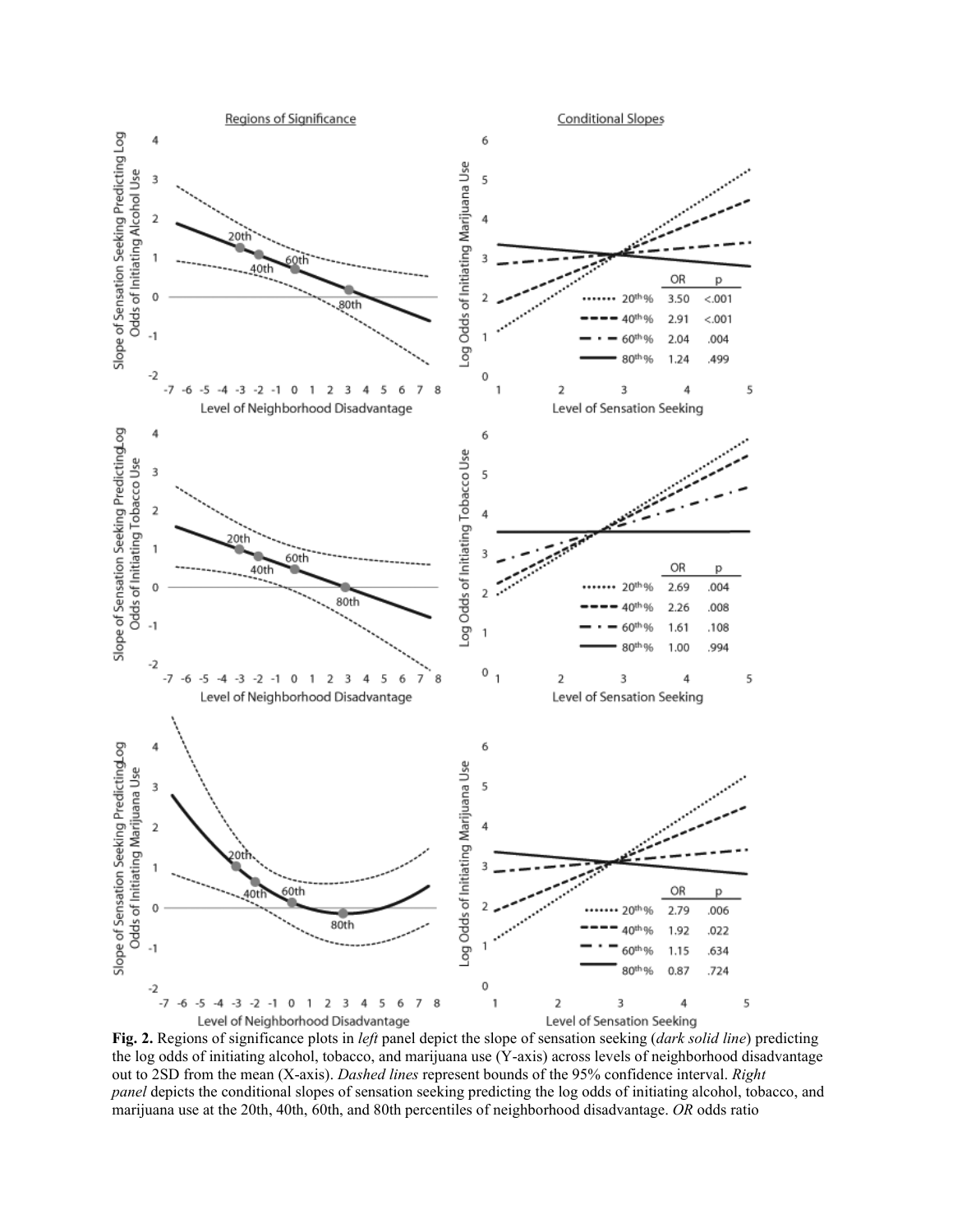**Fig. 2.** Regions of significance plots in *left* panel depict the slope of sensation seeking (*dark solid line*) predicting the log odds of initiating alcohol, tobacco, and marijuana use (Y-axis) across levels of neighborhood disadvantage out to 2SD from the mean (X-axis). *Dashed lines* represent bounds of the 95% confidence interval. *Right panel* depicts the conditional slopes of sensation seeking predicting the log odds of initiating alcohol, tobacco, and marijuana use at the 20th, 40th, 60th, and 80th percentiles of neighborhood disadvantage. *OR* odds ratio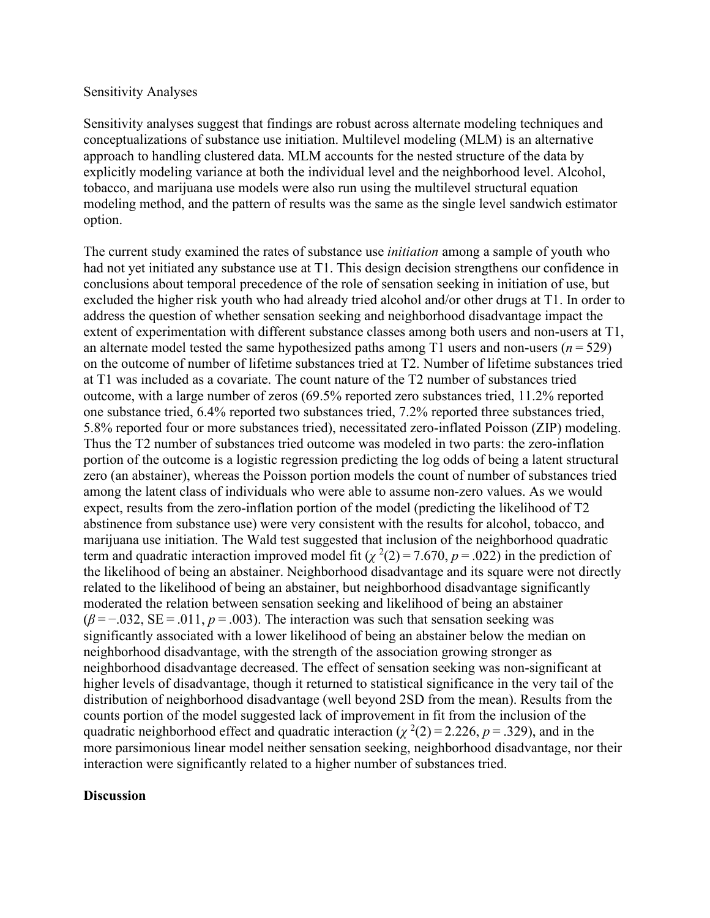Sensitivity Analyses

Sensitivity analyses suggest that findings are robust across alternate modeling techniques and conceptualizations of substance use initiation. Multilevel modeling (MLM) is an alternative approach to handling clustered data. MLM accounts for the nested structure of the data by explicitly modeling variance at both the individual level and the neighborhood level. Alcohol, tobacco, and marijuana use models were also run using the multilevel structural equation modeling method, and the pattern of results was the same as the single level sandwich estimator option.

The current study examined the rates of substance use *initiation* among a sample of youth who had not yet initiated any substance use at T1. This design decision strengthens our confidence in conclusions about temporal precedence of the role of sensation seeking in initiation of use, but excluded the higher risk youth who had already tried alcohol and/or other drugs at T1. In order to address the question of whether sensation seeking and neighborhood disadvantage impact the extent of experimentation with different substance classes among both users and non-users at T1, an alternate model tested the same hypothesized paths among T1 users and non-users ($n = 529$) on the outcome of number of lifetime substances tried at T2. Number of lifetime substances tried at T1 was included as a covariate. The count nature of the T2 number of substances tried outcome, with a large number of zeros (69.5% reported zero substances tried, 11.2% reported one substance tried, 6.4% reported two substances tried, 7.2% reported three substances tried, 5.8% reported four or more substances tried), necessitated zero-inflated Poisson (ZIP) modeling. Thus the T2 number of substances tried outcome was modeled in two parts: the zero-inflation portion of the outcome is a logistic regression predicting the log odds of being a latent structural zero (an abstainer), whereas the Poisson portion models the count of number of substances tried among the latent class of individuals who were able to assume non-zero values. As we would expect, results from the zero-inflation portion of the model (predicting the likelihood of T2 abstinence from substance use) were very consistent with the results for alcohol, tobacco, and marijuana use initiation. The Wald test suggested that inclusion of the neighborhood quadratic term and quadratic interaction improved model fit ($\chi^2(2) = 7.670$, $p = .022$) in the prediction of the likelihood of being an abstainer. Neighborhood disadvantage and its square were not directly related to the likelihood of being an abstainer, but neighborhood disadvantage significantly moderated the relation between sensation seeking and likelihood of being an abstainer ($\beta = -.032$, $SE = .011$, $p = .003$). The interaction was such that sensation seeking was significantly associated with a lower likelihood of being an abstainer below the median on neighborhood disadvantage, with the strength of the association growing stronger as neighborhood disadvantage decreased. The effect of sensation seeking was non-significant at higher levels of disadvantage, though it returned to statistical significance in the very tail of the distribution of neighborhood disadvantage (well beyond 2SD from the mean). Results from the counts portion of the model suggested lack of improvement in fit from the inclusion of the quadratic neighborhood effect and quadratic interaction ($\chi^2(2) = 2.226$, $p = .329$), and in the more parsimonious linear model neither sensation seeking, neighborhood disadvantage, nor their interaction were significantly related to a higher number of substances tried.

## Discussion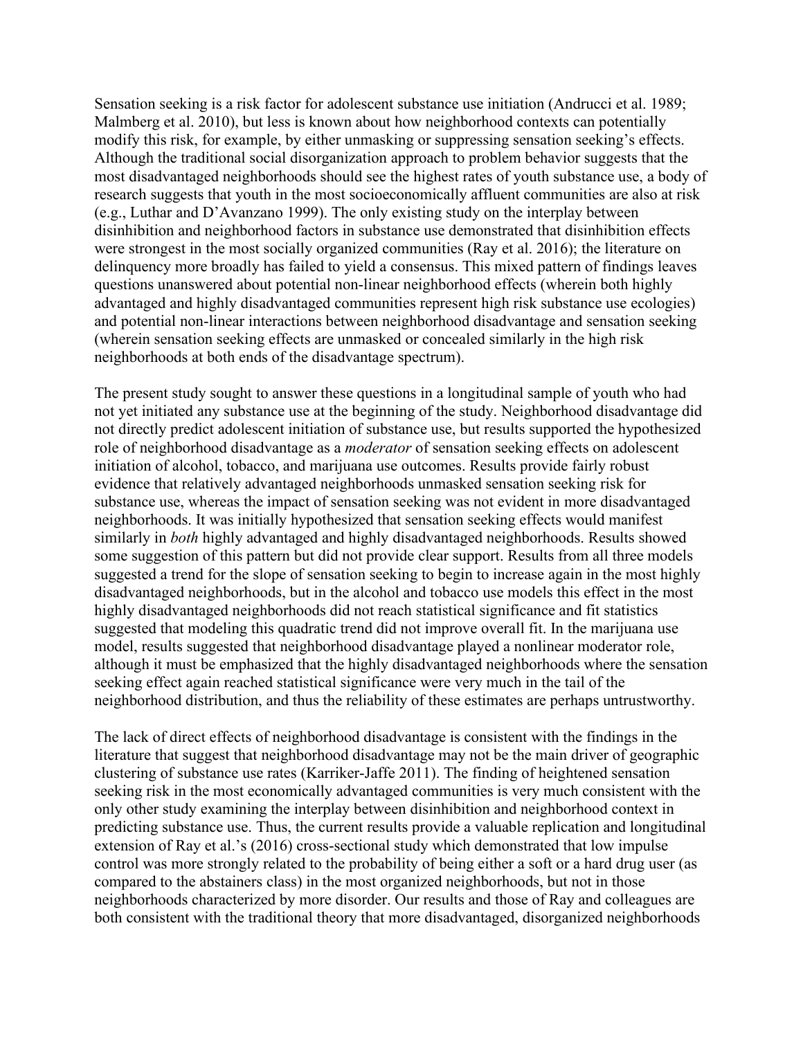Sensation seeking is a risk factor for adolescent substance use initiation (Andrucci et al. 1989; Malmberg et al. 2010), but less is known about how neighborhood contexts can potentially modify this risk, for example, by either unmasking or suppressing sensation seeking's effects. Although the traditional social disorganization approach to problem behavior suggests that the most disadvantaged neighborhoods should see the highest rates of youth substance use, a body of research suggests that youth in the most socioeconomically affluent communities are also at risk (e.g., Luthar and D'Avanzano 1999). The only existing study on the interplay between disinhibition and neighborhood factors in substance use demonstrated that disinhibition effects were strongest in the most socially organized communities (Ray et al. 2016); the literature on delinquency more broadly has failed to yield a consensus. This mixed pattern of findings leaves questions unanswered about potential non-linear neighborhood effects (wherein both highly advantaged and highly disadvantaged communities represent high risk substance use ecologies) and potential non-linear interactions between neighborhood disadvantage and sensation seeking (wherein sensation seeking effects are unmasked or concealed similarly in the high risk neighborhoods at both ends of the disadvantage spectrum).

The present study sought to answer these questions in a longitudinal sample of youth who had not yet initiated any substance use at the beginning of the study. Neighborhood disadvantage did not directly predict adolescent initiation of substance use, but results supported the hypothesized role of neighborhood disadvantage as a *moderator* of sensation seeking effects on adolescent initiation of alcohol, tobacco, and marijuana use outcomes. Results provide fairly robust evidence that relatively advantaged neighborhoods unmasked sensation seeking risk for substance use, whereas the impact of sensation seeking was not evident in more disadvantaged neighborhoods. It was initially hypothesized that sensation seeking effects would manifest similarly in *both* highly advantaged and highly disadvantaged neighborhoods. Results showed some suggestion of this pattern but did not provide clear support. Results from all three models suggested a trend for the slope of sensation seeking to begin to increase again in the most highly disadvantaged neighborhoods, but in the alcohol and tobacco use models this effect in the most highly disadvantaged neighborhoods did not reach statistical significance and fit statistics suggested that modeling this quadratic trend did not improve overall fit. In the marijuana use model, results suggested that neighborhood disadvantage played a nonlinear moderator role, although it must be emphasized that the highly disadvantaged neighborhoods where the sensation seeking effect again reached statistical significance were very much in the tail of the neighborhood distribution, and thus the reliability of these estimates are perhaps untrustworthy.

The lack of direct effects of neighborhood disadvantage is consistent with the findings in the literature that suggest that neighborhood disadvantage may not be the main driver of geographic clustering of substance use rates (Karriker-Jaffe 2011). The finding of heightened sensation seeking risk in the most economically advantaged communities is very much consistent with the only other study examining the interplay between disinhibition and neighborhood context in predicting substance use. Thus, the current results provide a valuable replication and longitudinal extension of Ray et al.'s (2016) cross-sectional study which demonstrated that low impulse control was more strongly related to the probability of being either a soft or a hard drug user (as compared to the abstainers class) in the most organized neighborhoods, but not in those neighborhoods characterized by more disorder. Our results and those of Ray and colleagues are both consistent with the traditional theory that more disadvantaged, disorganized neighborhoods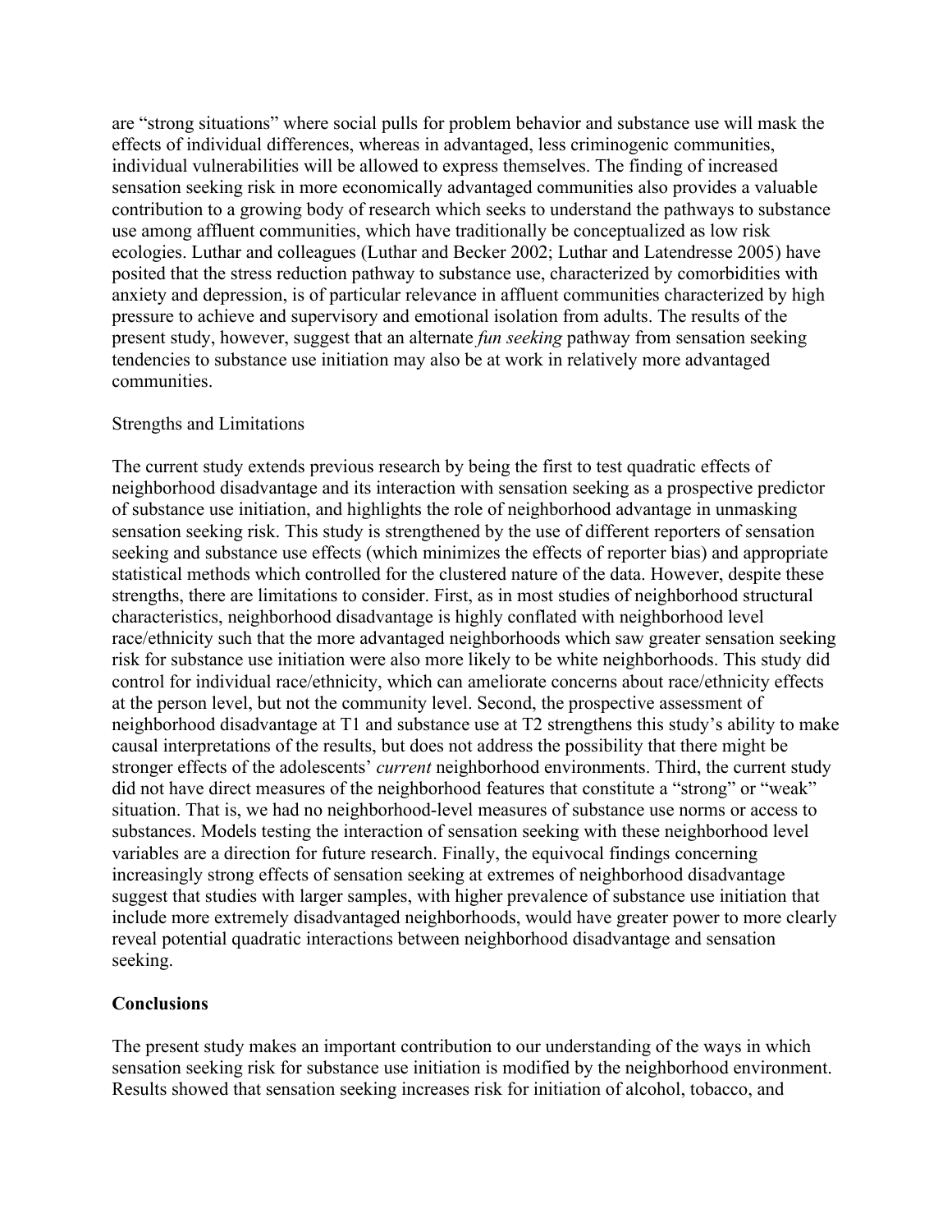are "strong situations" where social pulls for problem behavior and substance use will mask the effects of individual differences, whereas in advantaged, less criminogenic communities, individual vulnerabilities will be allowed to express themselves. The finding of increased sensation seeking risk in more economically advantaged communities also provides a valuable contribution to a growing body of research which seeks to understand the pathways to substance use among affluent communities, which have traditionally be conceptualized as low risk ecologies. Luthar and colleagues (Luthar and Becker 2002; Luthar and Latendresse 2005) have posited that the stress reduction pathway to substance use, characterized by comorbidities with anxiety and depression, is of particular relevance in affluent communities characterized by high pressure to achieve and supervisory and emotional isolation from adults. The results of the present study, however, suggest that an alternate *fun seeking* pathway from sensation seeking tendencies to substance use initiation may also be at work in relatively more advantaged communities.

### Strengths and Limitations

The current study extends previous research by being the first to test quadratic effects of neighborhood disadvantage and its interaction with sensation seeking as a prospective predictor of substance use initiation, and highlights the role of neighborhood advantage in unmasking sensation seeking risk. This study is strengthened by the use of different reporters of sensation seeking and substance use effects (which minimizes the effects of reporter bias) and appropriate statistical methods which controlled for the clustered nature of the data. However, despite these strengths, there are limitations to consider. First, as in most studies of neighborhood structural characteristics, neighborhood disadvantage is highly conflated with neighborhood level race/ethnicity such that the more advantaged neighborhoods which saw greater sensation seeking risk for substance use initiation were also more likely to be white neighborhoods. This study did control for individual race/ethnicity, which can ameliorate concerns about race/ethnicity effects at the person level, but not the community level. Second, the prospective assessment of neighborhood disadvantage at T1 and substance use at T2 strengthens this study's ability to make causal interpretations of the results, but does not address the possibility that there might be stronger effects of the adolescents' *current* neighborhood environments. Third, the current study did not have direct measures of the neighborhood features that constitute a "strong" or "weak" situation. That is, we had no neighborhood-level measures of substance use norms or access to substances. Models testing the interaction of sensation seeking with these neighborhood level variables are a direction for future research. Finally, the equivocal findings concerning increasingly strong effects of sensation seeking at extremes of neighborhood disadvantage suggest that studies with larger samples, with higher prevalence of substance use initiation that include more extremely disadvantaged neighborhoods, would have greater power to more clearly reveal potential quadratic interactions between neighborhood disadvantage and sensation seeking.

## Conclusions

The present study makes an important contribution to our understanding of the ways in which sensation seeking risk for substance use initiation is modified by the neighborhood environment. Results showed that sensation seeking increases risk for initiation of alcohol, tobacco, and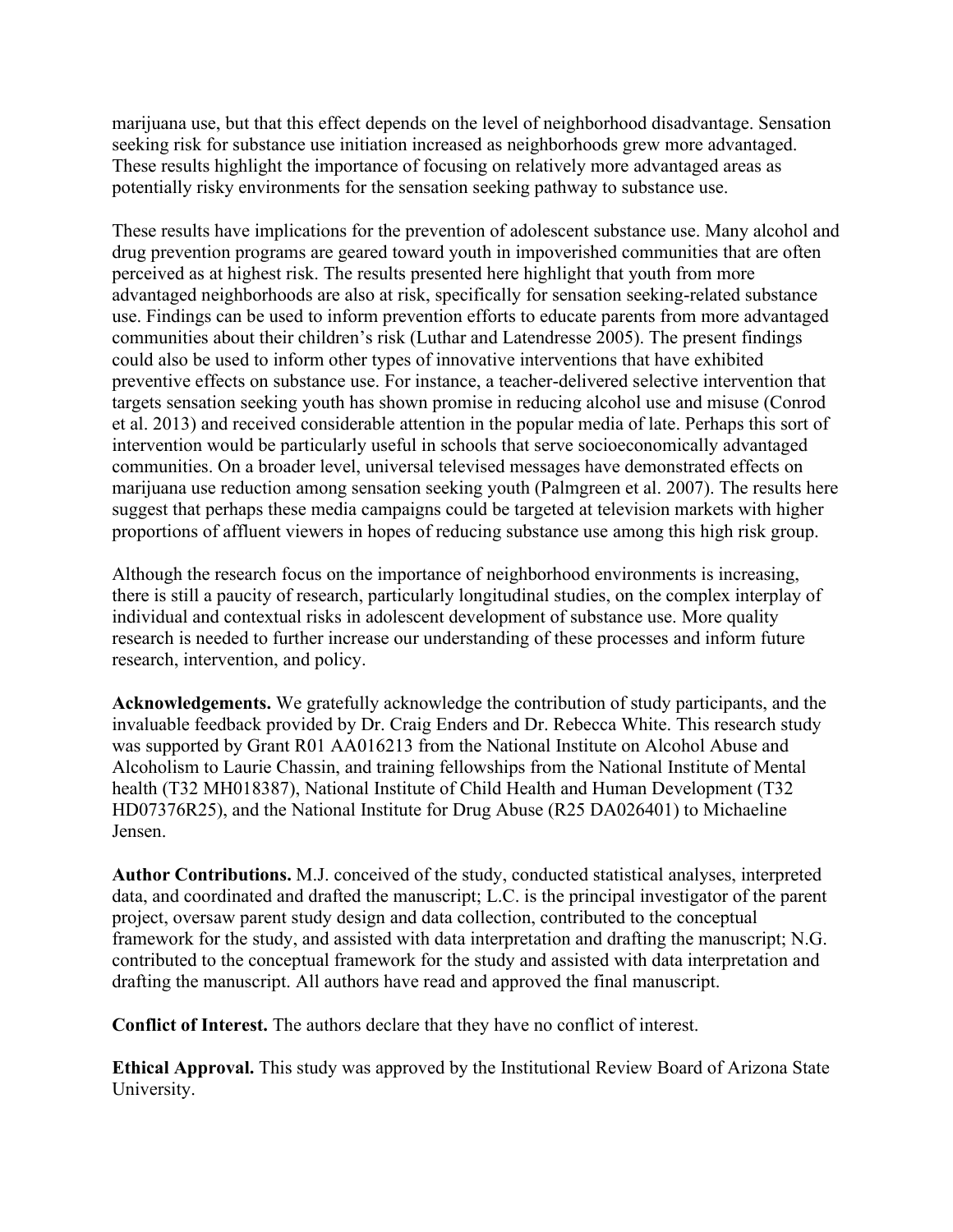marijuana use, but that this effect depends on the level of neighborhood disadvantage. Sensation seeking risk for substance use initiation increased as neighborhoods grew more advantaged. These results highlight the importance of focusing on relatively more advantaged areas as potentially risky environments for the sensation seeking pathway to substance use.

These results have implications for the prevention of adolescent substance use. Many alcohol and drug prevention programs are geared toward youth in impoverished communities that are often perceived as at highest risk. The results presented here highlight that youth from more advantaged neighborhoods are also at risk, specifically for sensation seeking-related substance use. Findings can be used to inform prevention efforts to educate parents from more advantaged communities about their children's risk (Luthar and Latendresse 2005). The present findings could also be used to inform other types of innovative interventions that have exhibited preventive effects on substance use. For instance, a teacher-delivered selective intervention that targets sensation seeking youth has shown promise in reducing alcohol use and misuse (Conrod et al. 2013) and received considerable attention in the popular media of late. Perhaps this sort of intervention would be particularly useful in schools that serve socioeconomically advantaged communities. On a broader level, universal televised messages have demonstrated effects on marijuana use reduction among sensation seeking youth (Palmgreen et al. 2007). The results here suggest that perhaps these media campaigns could be targeted at television markets with higher proportions of affluent viewers in hopes of reducing substance use among this high risk group.

Although the research focus on the importance of neighborhood environments is increasing, there is still a paucity of research, particularly longitudinal studies, on the complex interplay of individual and contextual risks in adolescent development of substance use. More quality research is needed to further increase our understanding of these processes and inform future research, intervention, and policy.

**Acknowledgements.** We gratefully acknowledge the contribution of study participants, and the invaluable feedback provided by Dr. Craig Enders and Dr. Rebecca White. This research study was supported by Grant R01 AA016213 from the National Institute on Alcohol Abuse and Alcoholism to Laurie Chassin, and training fellowships from the National Institute of Mental health (T32 MH018387), National Institute of Child Health and Human Development (T32 HD07376R25), and the National Institute for Drug Abuse (R25 DA026401) to Michaeline Jensen.

**Author Contributions.** M.J. conceived of the study, conducted statistical analyses, interpreted data, and coordinated and drafted the manuscript; L.C. is the principal investigator of the parent project, oversaw parent study design and data collection, contributed to the conceptual framework for the study, and assisted with data interpretation and drafting the manuscript; N.G. contributed to the conceptual framework for the study and assisted with data interpretation and drafting the manuscript. All authors have read and approved the final manuscript.

**Conflict of Interest.** The authors declare that they have no conflict of interest.

**Ethical Approval.** This study was approved by the Institutional Review Board of Arizona State University.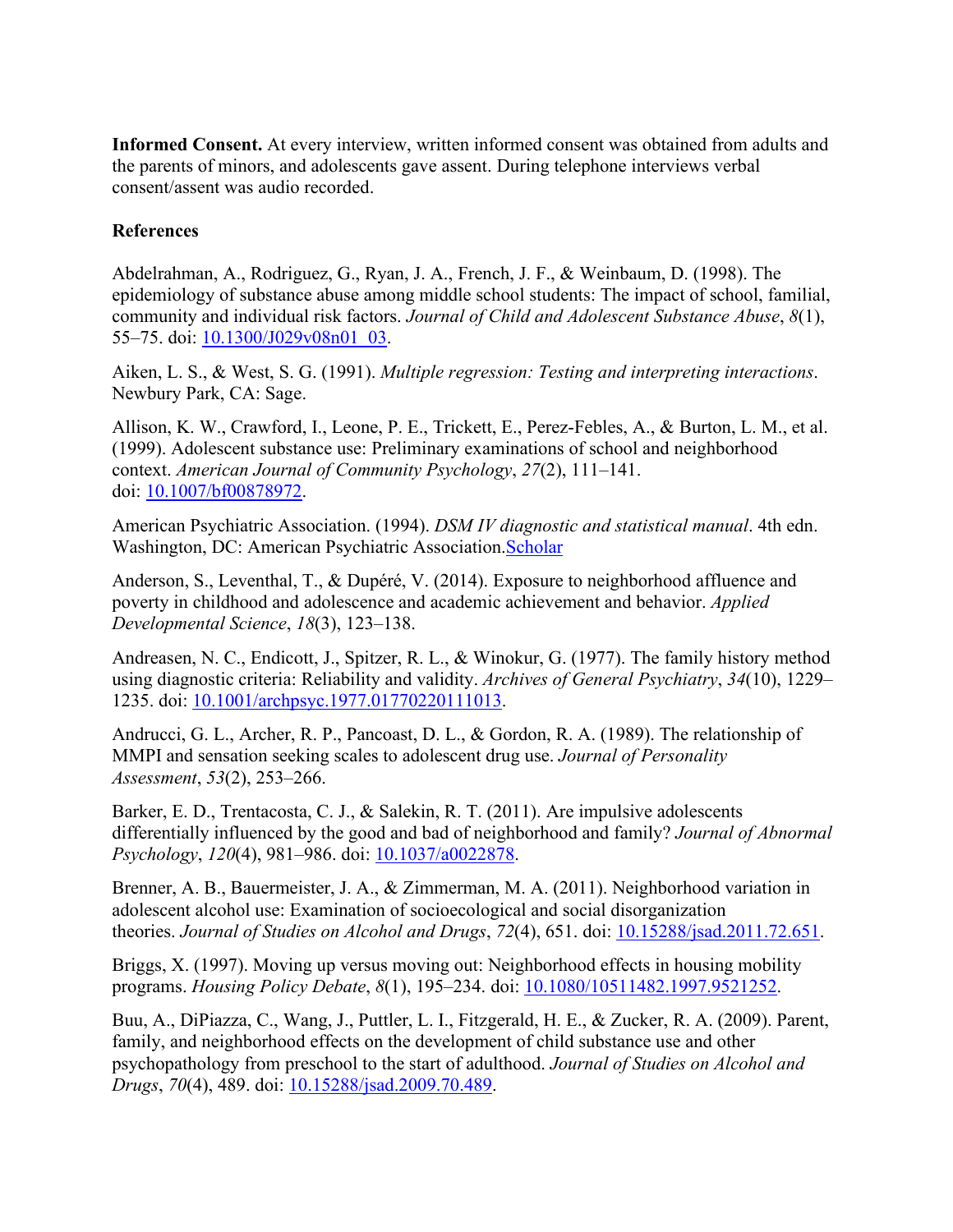**Informed Consent.** At every interview, written informed consent was obtained from adults and the parents of minors, and adolescents gave assent. During telephone interviews verbal consent/assent was audio recorded.

**References**

Abdelrahman, A., Rodriguez, G., Ryan, J. A., French, J. F., & Weinbaum, D. (1998). The epidemiology of substance abuse among middle school students: The impact of school, familial, community and individual risk factors. *Journal of Child and Adolescent Substance Abuse*, *8*(1), 55–75. doi: 10.1300/J029v08n01_03.

Aiken, L. S., & West, S. G. (1991). *Multiple regression: Testing and interpreting interactions*. Newbury Park, CA: Sage.

Allison, K. W., Crawford, I., Leone, P. E., Trickett, E., Perez-Febles, A., & Burton, L. M., et al. (1999). Adolescent substance use: Preliminary examinations of school and neighborhood context. *American Journal of Community Psychology*, *27*(2), 111–141. doi: 10.1007/bf00878972.

American Psychiatric Association. (1994). *DSM IV diagnostic and statistical manual*. 4th edn. Washington, DC: American Psychiatric Association.Scholar

Anderson, S., Leventhal, T., & Dupéré, V. (2014). Exposure to neighborhood affluence and poverty in childhood and adolescence and academic achievement and behavior. *Applied Developmental Science*, *18*(3), 123–138.

Andreasen, N. C., Endicott, J., Spitzer, R. L., & Winokur, G. (1977). The family history method using diagnostic criteria: Reliability and validity. *Archives of General Psychiatry*, *34*(10), 1229–1235. doi: 10.1001/archpsyc.1977.01770220111013.

Andrucci, G. L., Archer, R. P., Pancoast, D. L., & Gordon, R. A. (1989). The relationship of MMPI and sensation seeking scales to adolescent drug use. *Journal of Personality Assessment*, *53*(2), 253–266.

Barker, E. D., Trentacosta, C. J., & Salekin, R. T. (2011). Are impulsive adolescents differentially influenced by the good and bad of neighborhood and family? *Journal of Abnormal Psychology*, *120*(4), 981–986. doi: 10.1037/a0022878.

Brenner, A. B., Bauermeister, J. A., & Zimmerman, M. A. (2011). Neighborhood variation in adolescent alcohol use: Examination of socioecological and social disorganization theories. *Journal of Studies on Alcohol and Drugs*, *72*(4), 651. doi: 10.15288/jsad.2011.72.651.

Briggs, X. (1997). Moving up versus moving out: Neighborhood effects in housing mobility programs. *Housing Policy Debate*, *8*(1), 195–234. doi: 10.1080/10511482.1997.9521252.

Buu, A., DiPiazza, C., Wang, J., Puttler, L. I., Fitzgerald, H. E., & Zucker, R. A. (2009). Parent, family, and neighborhood effects on the development of child substance use and other psychopathology from preschool to the start of adulthood. *Journal of Studies on Alcohol and Drugs*, *70*(4), 489. doi: 10.15288/jsad.2009.70.489.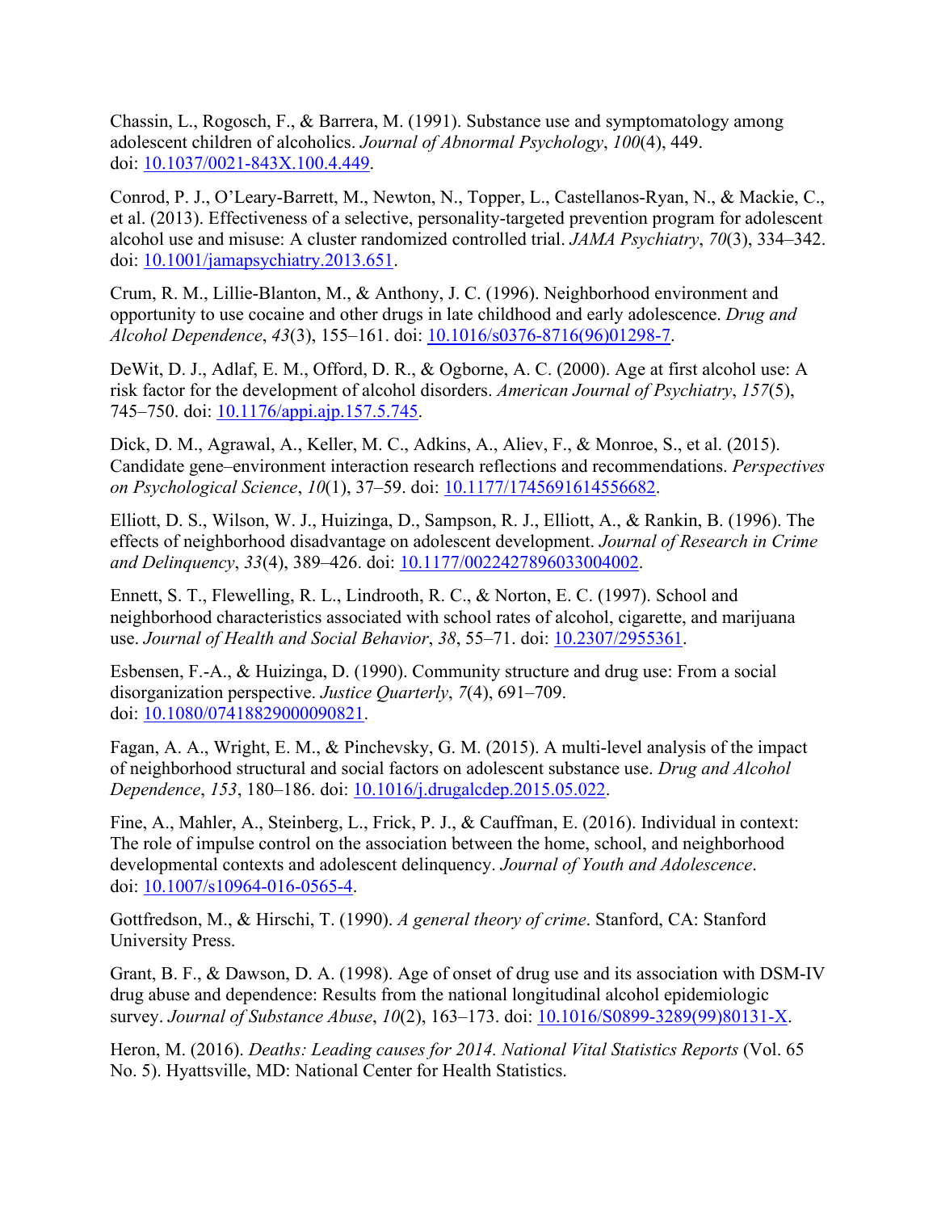Chassin, L., Rogosch, F., & Barrera, M. (1991). Substance use and symptomatology among adolescent children of alcoholics. *Journal of Abnormal Psychology*, *100*(4), 449. doi: 10.1037/0021-843X.100.4.449.

Conrod, P. J., O'Leary-Barrett, M., Newton, N., Topper, L., Castellanos-Ryan, N., & Mackie, C., et al. (2013). Effectiveness of a selective, personality-targeted prevention program for adolescent alcohol use and misuse: A cluster randomized controlled trial. *JAMA Psychiatry*, *70*(3), 334–342. doi: 10.1001/jamapsychiatry.2013.651.

Crum, R. M., Lillie-Blanton, M., & Anthony, J. C. (1996). Neighborhood environment and opportunity to use cocaine and other drugs in late childhood and early adolescence. *Drug and Alcohol Dependence*, *43*(3), 155–161. doi: 10.1016/s0376-8716(96)01298-7.

DeWit, D. J., Adlaf, E. M., Offord, D. R., & Ogborne, A. C. (2000). Age at first alcohol use: A risk factor for the development of alcohol disorders. *American Journal of Psychiatry*, *157*(5), 745–750. doi: 10.1176/appi.ajp.157.5.745.

Dick, D. M., Agrawal, A., Keller, M. C., Adkins, A., Aliev, F., & Monroe, S., et al. (2015). Candidate gene–environment interaction research reflections and recommendations. *Perspectives on Psychological Science*, *10*(1), 37–59. doi: 10.1177/1745691614556682.

Elliott, D. S., Wilson, W. J., Huizinga, D., Sampson, R. J., Elliott, A., & Rankin, B. (1996). The effects of neighborhood disadvantage on adolescent development. *Journal of Research in Crime and Delinquency*, *33*(4), 389–426. doi: 10.1177/0022427896033004002.

Ennett, S. T., Flewelling, R. L., Lindrooth, R. C., & Norton, E. C. (1997). School and neighborhood characteristics associated with school rates of alcohol, cigarette, and marijuana use. *Journal of Health and Social Behavior*, *38*, 55–71. doi: 10.2307/2955361.

Esbensen, F.-A., & Huizinga, D. (1990). Community structure and drug use: From a social disorganization perspective. *Justice Quarterly*, *7*(4), 691–709. doi: 10.1080/07418829000090821.

Fagan, A. A., Wright, E. M., & Pinchevsky, G. M. (2015). A multi-level analysis of the impact of neighborhood structural and social factors on adolescent substance use. *Drug and Alcohol Dependence*, *153*, 180–186. doi: 10.1016/j.drugalcdep.2015.05.022.

Fine, A., Mahler, A., Steinberg, L., Frick, P. J., & Cauffman, E. (2016). Individual in context: The role of impulse control on the association between the home, school, and neighborhood developmental contexts and adolescent delinquency. *Journal of Youth and Adolescence*. doi: 10.1007/s10964-016-0565-4.

Gottfredson, M., & Hirschi, T. (1990). *A general theory of crime*. Stanford, CA: Stanford University Press.

Grant, B. F., & Dawson, D. A. (1998). Age of onset of drug use and its association with DSM-IV drug abuse and dependence: Results from the national longitudinal alcohol epidemiologic survey. *Journal of Substance Abuse*, *10*(2), 163–173. doi: 10.1016/S0899-3289(99)80131-X.

Heron, M. (2016). *Deaths: Leading causes for 2014. National Vital Statistics Reports* (Vol. 65 No. 5). Hyattsville, MD: National Center for Health Statistics.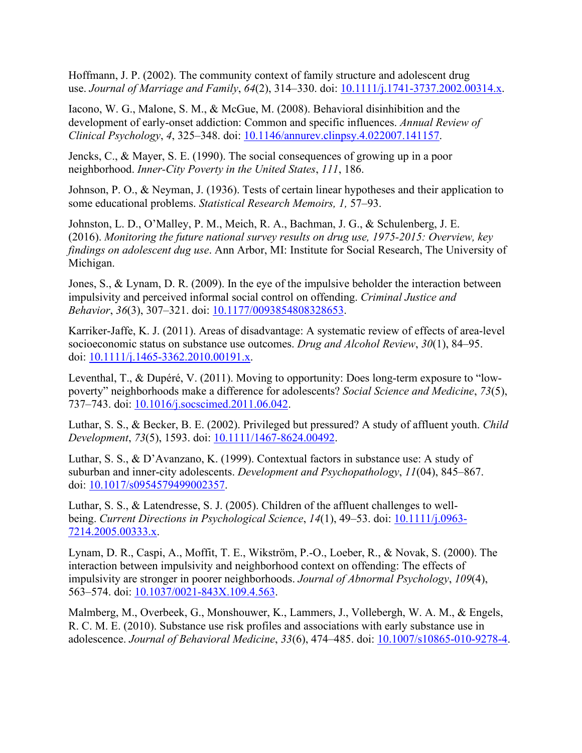Hoffmann, J. P. (2002). The community context of family structure and adolescent drug use. *Journal of Marriage and Family*, *64*(2), 314–330. doi: 10.1111/j.1741-3737.2002.00314.x.

Iacono, W. G., Malone, S. M., & McGue, M. (2008). Behavioral disinhibition and the development of early-onset addiction: Common and specific influences. *Annual Review of Clinical Psychology*, *4*, 325–348. doi: 10.1146/annurev.clinpsy.4.022007.141157.

Jencks, C., & Mayer, S. E. (1990). The social consequences of growing up in a poor neighborhood. *Inner-City Poverty in the United States*, *111*, 186.

Johnson, P. O., & Neyman, J. (1936). Tests of certain linear hypotheses and their application to some educational problems. *Statistical Research Memoirs, 1,* 57–93.

Johnston, L. D., O'Malley, P. M., Meich, R. A., Bachman, J. G., & Schulenberg, J. E. (2016). *Monitoring the future national survey results on drug use, 1975-2015: Overview, key findings on adolescent dug use*. Ann Arbor, MI: Institute for Social Research, The University of Michigan.

Jones, S., & Lynam, D. R. (2009). In the eye of the impulsive beholder the interaction between impulsivity and perceived informal social control on offending. *Criminal Justice and Behavior*, *36*(3), 307–321. doi: 10.1177/0093854808328653.

Karriker-Jaffe, K. J. (2011). Areas of disadvantage: A systematic review of effects of area-level socioeconomic status on substance use outcomes. *Drug and Alcohol Review*, *30*(1), 84–95. doi: 10.1111/j.1465-3362.2010.00191.x.

Leventhal, T., & Dupéré, V. (2011). Moving to opportunity: Does long-term exposure to "low-poverty" neighborhoods make a difference for adolescents? *Social Science and Medicine*, *73*(5), 737–743. doi: 10.1016/j.socscimed.2011.06.042.

Luthar, S. S., & Becker, B. E. (2002). Privileged but pressured? A study of affluent youth. *Child Development*, *73*(5), 1593. doi: 10.1111/1467-8624.00492.

Luthar, S. S., & D'Avanzano, K. (1999). Contextual factors in substance use: A study of suburban and inner-city adolescents. *Development and Psychopathology*, *11*(04), 845–867. doi: 10.1017/s0954579499002357.

Luthar, S. S., & Latendresse, S. J. (2005). Children of the affluent challenges to well-being. *Current Directions in Psychological Science*, *14*(1), 49–53. doi: 10.1111/j.0963-7214.2005.00333.x.

Lynam, D. R., Caspi, A., Moffit, T. E., Wikström, P.-O., Loeber, R., & Novak, S. (2000). The interaction between impulsivity and neighborhood context on offending: The effects of impulsivity are stronger in poorer neighborhoods. *Journal of Abnormal Psychology*, *109*(4), 563–574. doi: 10.1037/0021-843X.109.4.563.

Malmberg, M., Overbeek, G., Monshouwer, K., Lammers, J., Vollebergh, W. A. M., & Engels, R. C. M. E. (2010). Substance use risk profiles and associations with early substance use in adolescence. *Journal of Behavioral Medicine*, *33*(6), 474–485. doi: 10.1007/s10865-010-9278-4.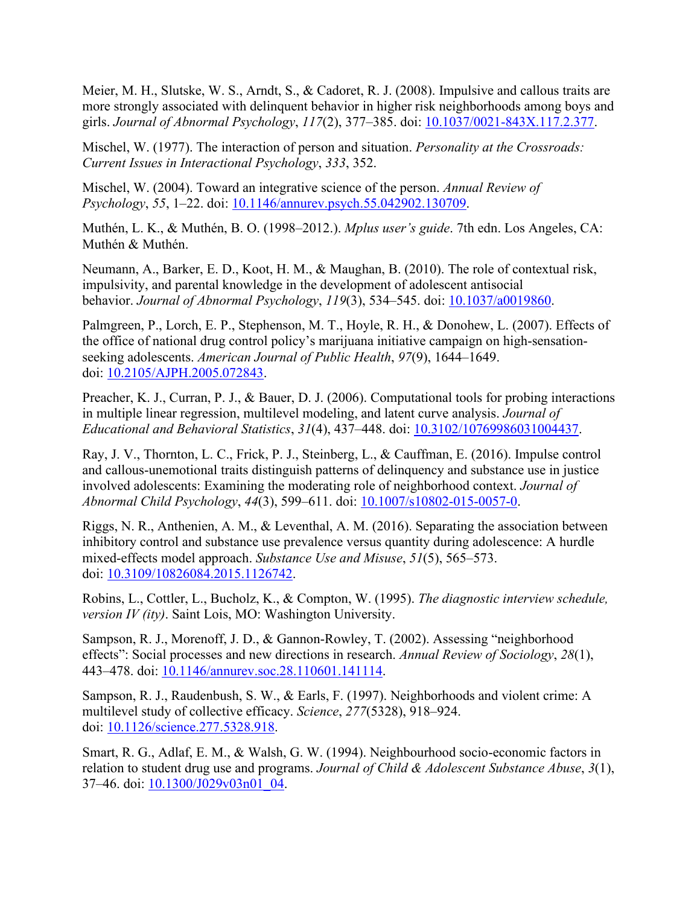Meier, M. H., Slutske, W. S., Arndt, S., & Cadoret, R. J. (2008). Impulsive and callous traits are more strongly associated with delinquent behavior in higher risk neighborhoods among boys and girls. *Journal of Abnormal Psychology*, *117*(2), 377–385. doi: 10.1037/0021-843X.117.2.377.

Mischel, W. (1977). The interaction of person and situation. *Personality at the Crossroads: Current Issues in Interactional Psychology*, *333*, 352.

Mischel, W. (2004). Toward an integrative science of the person. *Annual Review of Psychology*, *55*, 1–22. doi: 10.1146/annurev.psych.55.042902.130709.

Muthén, L. K., & Muthén, B. O. (1998–2012.). *Mplus user's guide*. 7th edn. Los Angeles, CA: Muthén & Muthén.

Neumann, A., Barker, E. D., Koot, H. M., & Maughan, B. (2010). The role of contextual risk, impulsivity, and parental knowledge in the development of adolescent antisocial behavior. *Journal of Abnormal Psychology*, *119*(3), 534–545. doi: 10.1037/a0019860.

Palmgreen, P., Lorch, E. P., Stephenson, M. T., Hoyle, R. H., & Donohew, L. (2007). Effects of the office of national drug control policy's marijuana initiative campaign on high-sensation-seeking adolescents. *American Journal of Public Health*, *97*(9), 1644–1649. doi: 10.2105/AJPH.2005.072843.

Preacher, K. J., Curran, P. J., & Bauer, D. J. (2006). Computational tools for probing interactions in multiple linear regression, multilevel modeling, and latent curve analysis. *Journal of Educational and Behavioral Statistics*, *31*(4), 437–448. doi: 10.3102/10769986031004437.

Ray, J. V., Thornton, L. C., Frick, P. J., Steinberg, L., & Cauffman, E. (2016). Impulse control and callous-unemotional traits distinguish patterns of delinquency and substance use in justice involved adolescents: Examining the moderating role of neighborhood context. *Journal of Abnormal Child Psychology*, *44*(3), 599–611. doi: 10.1007/s10802-015-0057-0.

Riggs, N. R., Anthenien, A. M., & Leventhal, A. M. (2016). Separating the association between inhibitory control and substance use prevalence versus quantity during adolescence: A hurdle mixed-effects model approach. *Substance Use and Misuse*, *51*(5), 565–573. doi: 10.3109/10826084.2015.1126742.

Robins, L., Cottler, L., Bucholz, K., & Compton, W. (1995). *The diagnostic interview schedule, version IV (ity)*. Saint Lois, MO: Washington University.

Sampson, R. J., Morenoff, J. D., & Gannon-Rowley, T. (2002). Assessing "neighborhood effects": Social processes and new directions in research. *Annual Review of Sociology*, *28*(1), 443–478. doi: 10.1146/annurev.soc.28.110601.141114.

Sampson, R. J., Raudenbush, S. W., & Earls, F. (1997). Neighborhoods and violent crime: A multilevel study of collective efficacy. *Science*, *277*(5328), 918–924. doi: 10.1126/science.277.5328.918.

Smart, R. G., Adlaf, E. M., & Walsh, G. W. (1994). Neighbourhood socio-economic factors in relation to student drug use and programs. *Journal of Child & Adolescent Substance Abuse*, *3*(1), 37–46. doi: 10.1300/J029v03n01_04.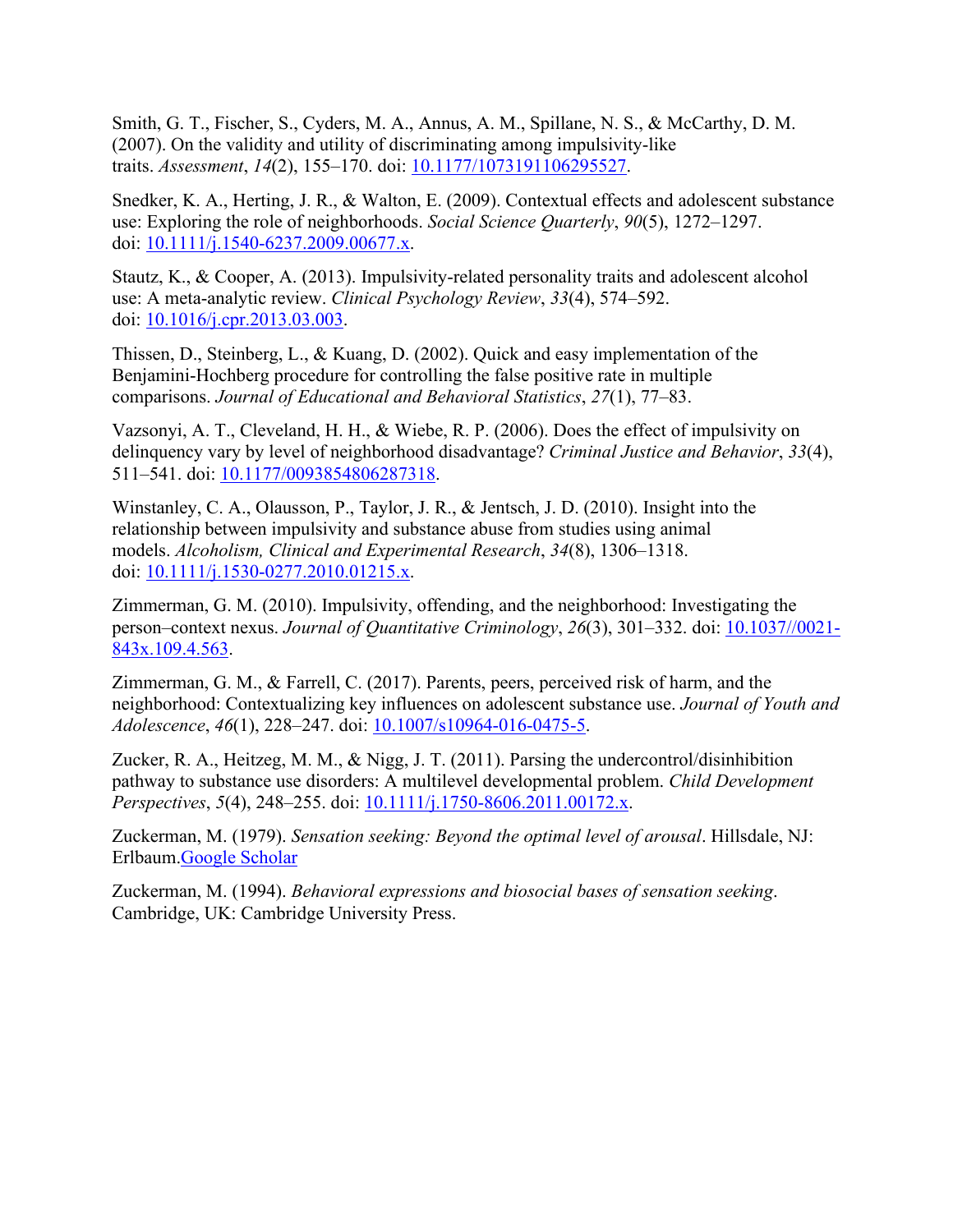Smith, G. T., Fischer, S., Cyders, M. A., Annus, A. M., Spillane, N. S., & McCarthy, D. M. (2007). On the validity and utility of discriminating among impulsivity-like traits. *Assessment*, *14*(2), 155–170. doi: 10.1177/1073191106295527.

Snedker, K. A., Herting, J. R., & Walton, E. (2009). Contextual effects and adolescent substance use: Exploring the role of neighborhoods. *Social Science Quarterly*, *90*(5), 1272–1297. doi: 10.1111/j.1540-6237.2009.00677.x.

Stautz, K., & Cooper, A. (2013). Impulsivity-related personality traits and adolescent alcohol use: A meta-analytic review. *Clinical Psychology Review*, *33*(4), 574–592. doi: 10.1016/j.cpr.2013.03.003.

Thissen, D., Steinberg, L., & Kuang, D. (2002). Quick and easy implementation of the Benjamini-Hochberg procedure for controlling the false positive rate in multiple comparisons. *Journal of Educational and Behavioral Statistics*, *27*(1), 77–83.

Vazsonyi, A. T., Cleveland, H. H., & Wiebe, R. P. (2006). Does the effect of impulsivity on delinquency vary by level of neighborhood disadvantage? *Criminal Justice and Behavior*, *33*(4), 511–541. doi: 10.1177/0093854806287318.

Winstanley, C. A., Olausson, P., Taylor, J. R., & Jentsch, J. D. (2010). Insight into the relationship between impulsivity and substance abuse from studies using animal models. *Alcoholism, Clinical and Experimental Research*, *34*(8), 1306–1318. doi: 10.1111/j.1530-0277.2010.01215.x.

Zimmerman, G. M. (2010). Impulsivity, offending, and the neighborhood: Investigating the person–context nexus. *Journal of Quantitative Criminology*, *26*(3), 301–332. doi: 10.1037//0021-843x.109.4.563.

Zimmerman, G. M., & Farrell, C. (2017). Parents, peers, perceived risk of harm, and the neighborhood: Contextualizing key influences on adolescent substance use. *Journal of Youth and Adolescence*, *46*(1), 228–247. doi: 10.1007/s10964-016-0475-5.

Zucker, R. A., Heitzeg, M. M., & Nigg, J. T. (2011). Parsing the undercontrol/disinhibition pathway to substance use disorders: A multilevel developmental problem. *Child Development Perspectives*, *5*(4), 248–255. doi: 10.1111/j.1750-8606.2011.00172.x.

Zuckerman, M. (1979). *Sensation seeking: Beyond the optimal level of arousal*. Hillsdale, NJ: Erlbaum.Google Scholar

Zuckerman, M. (1994). *Behavioral expressions and biosocial bases of sensation seeking*. Cambridge, UK: Cambridge University Press.